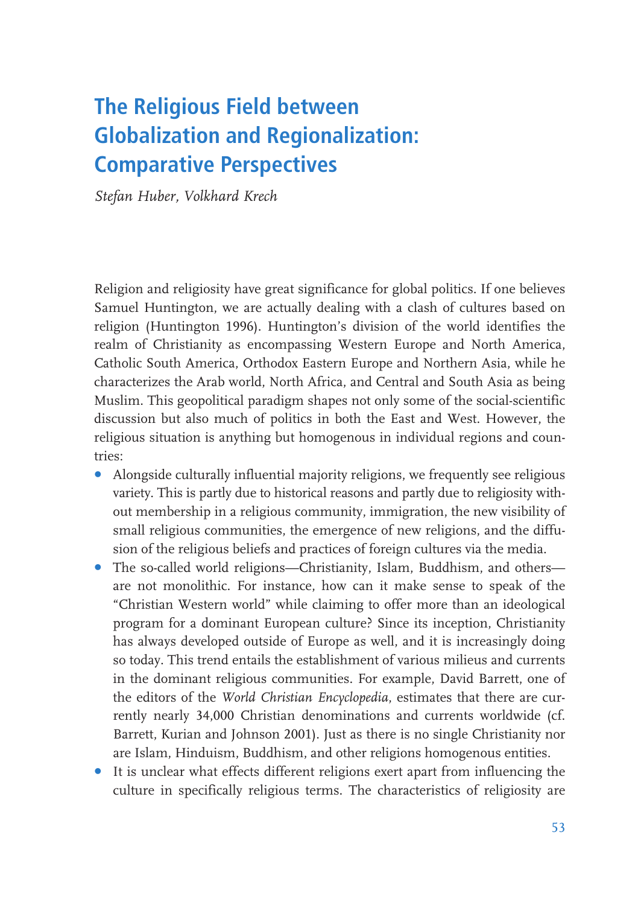# The Religious Field between Globalization and Regionalization: Comparative Perspectives

*Stefan Huber, Volkhard Krech*

Religion and religiosity have great significance for global politics. If one believes Samuel Huntington, we are actually dealing with a clash of cultures based on religion (Huntington 1996). Huntington's division of the world identifies the realm of Christianity as encompassing Western Europe and North America, Catholic South America, Orthodox Eastern Europe and Northern Asia, while he characterizes the Arab world, North Africa, and Central and South Asia as being Muslim. This geopolitical paradigm shapes not only some of the social-scientific discussion but also much of politics in both the East and West. However, the religious situation is anything but homogenous in individual regions and countries:

- Alongside culturally influential majority religions, we frequently see religious variety. This is partly due to historical reasons and partly due to religiosity without membership in a religious community, immigration, the new visibility of small religious communities, the emergence of new religions, and the diffusion of the religious beliefs and practices of foreign cultures via the media.
- The so-called world religions—Christianity, Islam, Buddhism, and others—are not monolithic. For instance, how can it make sense to speak of the "Christian Western world" while claiming to offer more than an ideological program for a dominant European culture? Since its inception, Christianity has always developed outside of Europe as well, and it is increasingly doing so today. This trend entails the establishment of various milieus and currents in the dominant religious communities. For example, David Barrett, one of the editors of the *World Christian Encyclopedia*, estimates that there are currently nearly 34,000 Christian denominations and currents worldwide (cf. Barrett, Kurian and Johnson 2001). Just as there is no single Christianity nor are Islam, Hinduism, Buddhism, and other religions homogenous entities.
- It is unclear what effects different religions exert apart from influencing the culture in specifically religious terms. The characteristics of religiosity are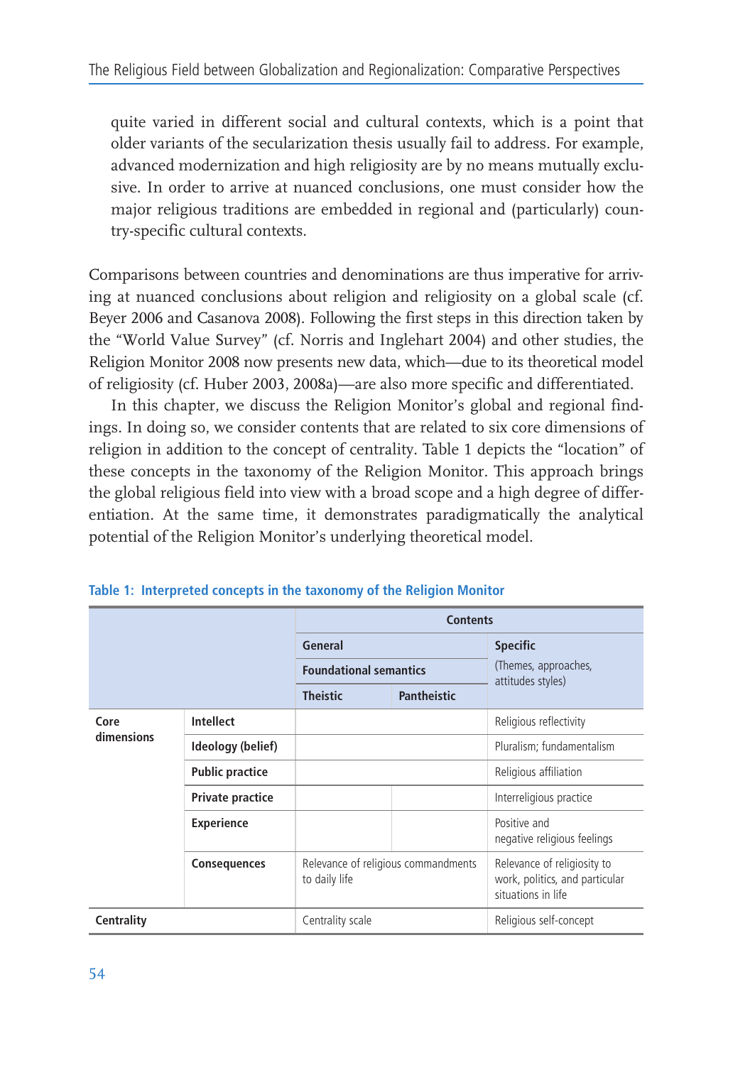quite varied in different social and cultural contexts, which is a point that older variants of the secularization thesis usually fail to address. For example, advanced modernization and high religiosity are by no means mutually exclusive. In order to arrive at nuanced conclusions, one must consider how the major religious traditions are embedded in regional and (particularly) country-specific cultural contexts.

Comparisons between countries and denominations are thus imperative for arriving at nuanced conclusions about religion and religiosity on a global scale (cf. Beyer 2006 and Casanova 2008). Following the first steps in this direction taken by the "World Value Survey" (cf. Norris and Inglehart 2004) and other studies, the Religion Monitor 2008 now presents new data, which—due to its theoretical model of religiosity (cf. Huber 2003, 2008a)—are also more specific and differentiated.

In this chapter, we discuss the Religion Monitor's global and regional findings. In doing so, we consider contents that are related to six core dimensions of religion in addition to the concept of centrality. Table 1 depicts the "location" of these concepts in the taxonomy of the Religion Monitor. This approach brings the global religious field into view with a broad scope and a high degree of differentiation. At the same time, it demonstrates paradigmatically the analytical potential of the Religion Monitor's underlying theoretical model.

**Table 1: Interpreted concepts in the taxonomy of the Religion Monitor**

| | | **Contents** | | |
|---|---|---|---|---|
| | | **General** | | **Specific** (Themes, approaches, attitudes styles) |
| | | **Foundational semantics** | | |
| | | **Theistic** | **Pantheistic** | |
| **Core dimensions** | **Intellect** | | | Religious reflectivity |
| | **Ideology (belief)** | | | Pluralism; fundamentalism |
| | **Public practice** | | | Religious affiliation |
| | **Private practice** | | | Interreligious practice |
| | **Experience** | | | Positive and negative religious feelings |
| | **Consequences** | Relevance of religious commandments to daily life | | Relevance of religiosity to work, politics, and particular situations in life |
| **Centrality** | | Centrality scale | | Religious self-concept |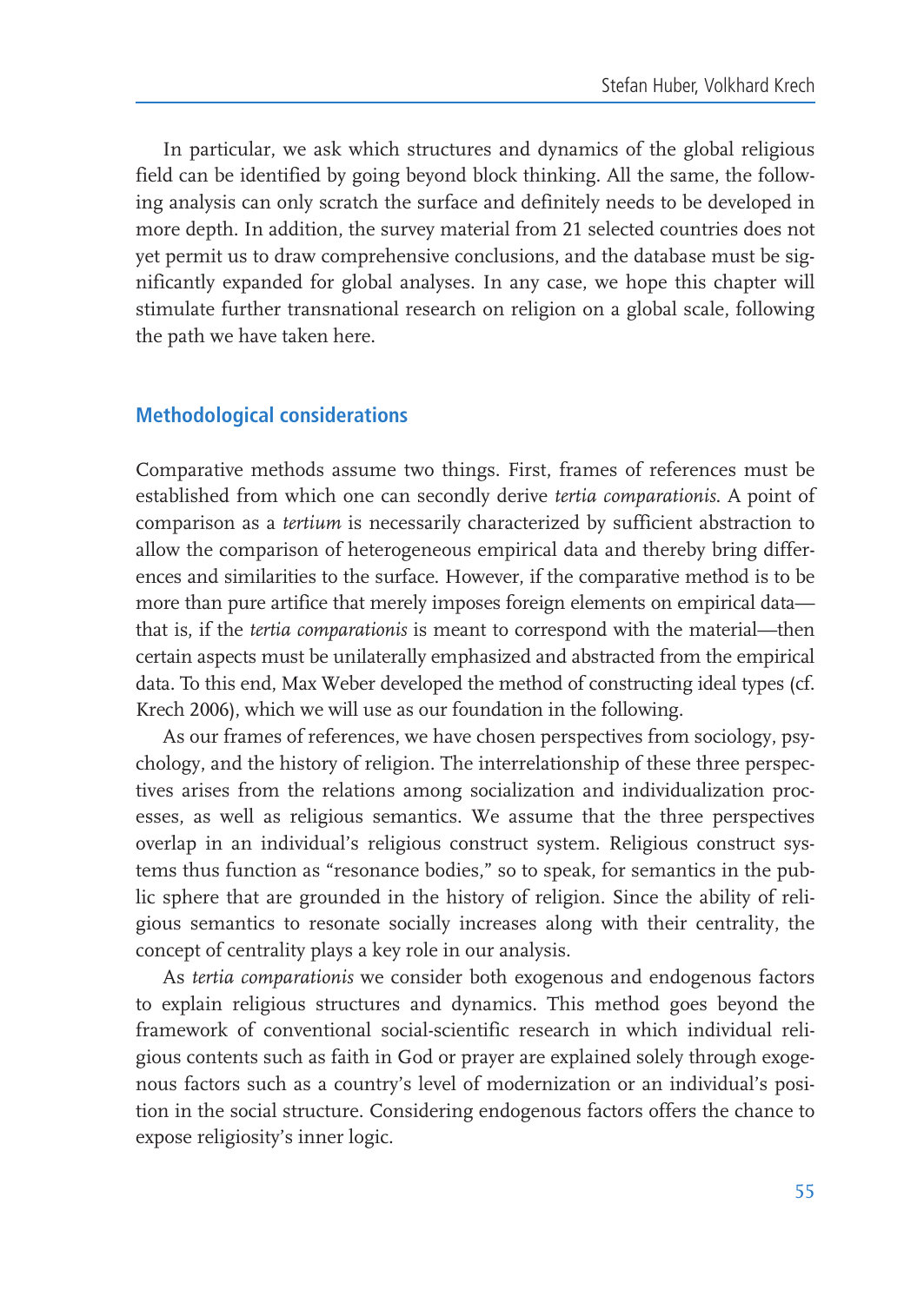In particular, we ask which structures and dynamics of the global religious field can be identified by going beyond block thinking. All the same, the following analysis can only scratch the surface and definitely needs to be developed in more depth. In addition, the survey material from 21 selected countries does not yet permit us to draw comprehensive conclusions, and the database must be significantly expanded for global analyses. In any case, we hope this chapter will stimulate further transnational research on religion on a global scale, following the path we have taken here.

## Methodological considerations

Comparative methods assume two things. First, frames of references must be established from which one can secondly derive *tertia comparationis*. A point of comparison as a *tertium* is necessarily characterized by sufficient abstraction to allow the comparison of heterogeneous empirical data and thereby bring differences and similarities to the surface. However, if the comparative method is to be more than pure artifice that merely imposes foreign elements on empirical data—that is, if the *tertia comparationis* is meant to correspond with the material—then certain aspects must be unilaterally emphasized and abstracted from the empirical data. To this end, Max Weber developed the method of constructing ideal types (cf. Krech 2006), which we will use as our foundation in the following.

As our frames of references, we have chosen perspectives from sociology, psychology, and the history of religion. The interrelationship of these three perspectives arises from the relations among socialization and individualization processes, as well as religious semantics. We assume that the three perspectives overlap in an individual's religious construct system. Religious construct systems thus function as "resonance bodies," so to speak, for semantics in the public sphere that are grounded in the history of religion. Since the ability of religious semantics to resonate socially increases along with their centrality, the concept of centrality plays a key role in our analysis.

As *tertia comparationis* we consider both exogenous and endogenous factors to explain religious structures and dynamics. This method goes beyond the framework of conventional social-scientific research in which individual religious contents such as faith in God or prayer are explained solely through exogenous factors such as a country's level of modernization or an individual's position in the social structure. Considering endogenous factors offers the chance to expose religiosity's inner logic.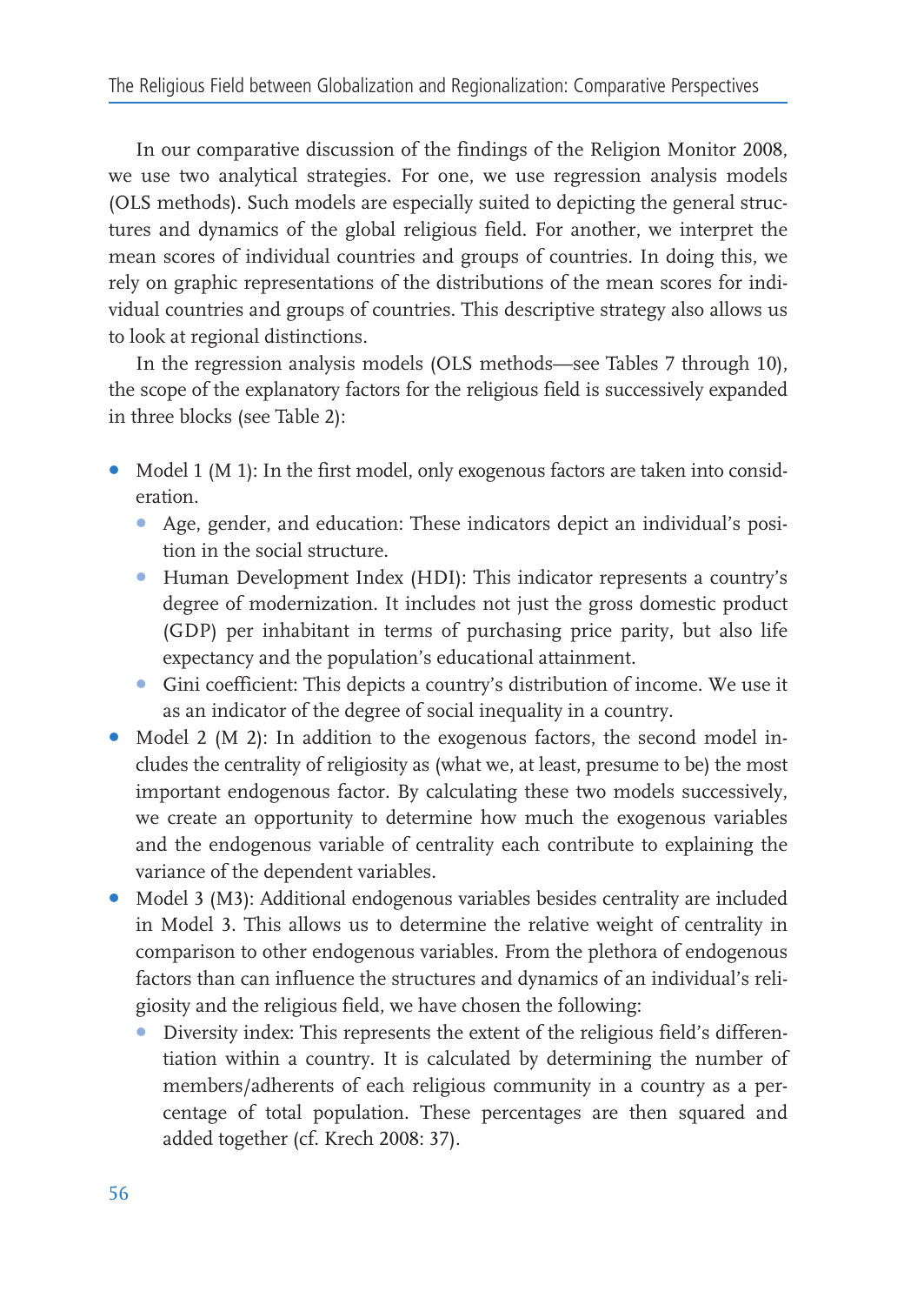In our comparative discussion of the findings of the Religion Monitor 2008, we use two analytical strategies. For one, we use regression analysis models (OLS methods). Such models are especially suited to depicting the general structures and dynamics of the global religious field. For another, we interpret the mean scores of individual countries and groups of countries. In doing this, we rely on graphic representations of the distributions of the mean scores for individual countries and groups of countries. This descriptive strategy also allows us to look at regional distinctions.

In the regression analysis models (OLS methods—see Tables 7 through 10), the scope of the explanatory factors for the religious field is successively expanded in three blocks (see Table 2):

- Model 1 (M 1): In the first model, only exogenous factors are taken into consideration.
  - Age, gender, and education: These indicators depict an individual's position in the social structure.
  - Human Development Index (HDI): This indicator represents a country's degree of modernization. It includes not just the gross domestic product (GDP) per inhabitant in terms of purchasing price parity, but also life expectancy and the population's educational attainment.
  - Gini coefficient: This depicts a country's distribution of income. We use it as an indicator of the degree of social inequality in a country.
- Model 2 (M 2): In addition to the exogenous factors, the second model includes the centrality of religiosity as (what we, at least, presume to be) the most important endogenous factor. By calculating these two models successively, we create an opportunity to determine how much the exogenous variables and the endogenous variable of centrality each contribute to explaining the variance of the dependent variables.
- Model 3 (M3): Additional endogenous variables besides centrality are included in Model 3. This allows us to determine the relative weight of centrality in comparison to other endogenous variables. From the plethora of endogenous factors than can influence the structures and dynamics of an individual's religiosity and the religious field, we have chosen the following:
  - Diversity index: This represents the extent of the religious field's differentiation within a country. It is calculated by determining the number of members/adherents of each religious community in a country as a percentage of total population. These percentages are then squared and added together (cf. Krech 2008: 37).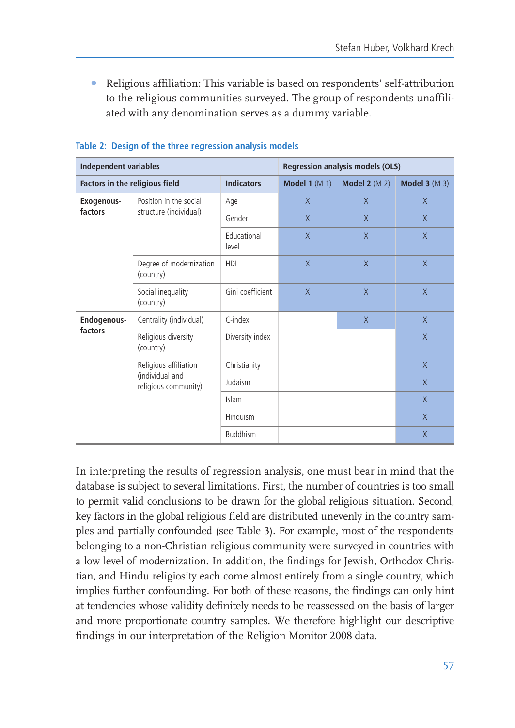- Religious affiliation: This variable is based on respondents' self-attribution to the religious communities surveyed. The group of respondents unaffiliated with any denomination serves as a dummy variable.

**Table 2: Design of the three regression analysis models**

| Independent variables | | | Regression analysis models (OLS) | | |
|---|---|---|---|---|---|
| **Factors in the religious field** | | **Indicators** | **Model 1** (M 1) | **Model 2** (M 2) | **Model 3** (M 3) |
| **Exogenous-factors** | Position in the social structure (individual) | Age | X | X | X |
| | | Gender | X | X | X |
| | | Educational level | X | X | X |
| | Degree of modernization (country) | HDI | X | X | X |
| | Social inequality (country) | Gini coefficient | X | X | X |
| **Endogenous-factors** | Centrality (individual) | C-index | | X | X |
| | Religious diversity (country) | Diversity index | | | X |
| | Religious affiliation (individual and religious community) | Christianity | | | X |
| | | Judaism | | | X |
| | | Islam | | | X |
| | | Hinduism | | | X |
| | | Buddhism | | | X |

In interpreting the results of regression analysis, one must bear in mind that the database is subject to several limitations. First, the number of countries is too small to permit valid conclusions to be drawn for the global religious situation. Second, key factors in the global religious field are distributed unevenly in the country samples and partially confounded (see Table 3). For example, most of the respondents belonging to a non-Christian religious community were surveyed in countries with a low level of modernization. In addition, the findings for Jewish, Orthodox Christian, and Hindu religiosity each come almost entirely from a single country, which implies further confounding. For both of these reasons, the findings can only hint at tendencies whose validity definitely needs to be reassessed on the basis of larger and more proportionate country samples. We therefore highlight our descriptive findings in our interpretation of the Religion Monitor 2008 data.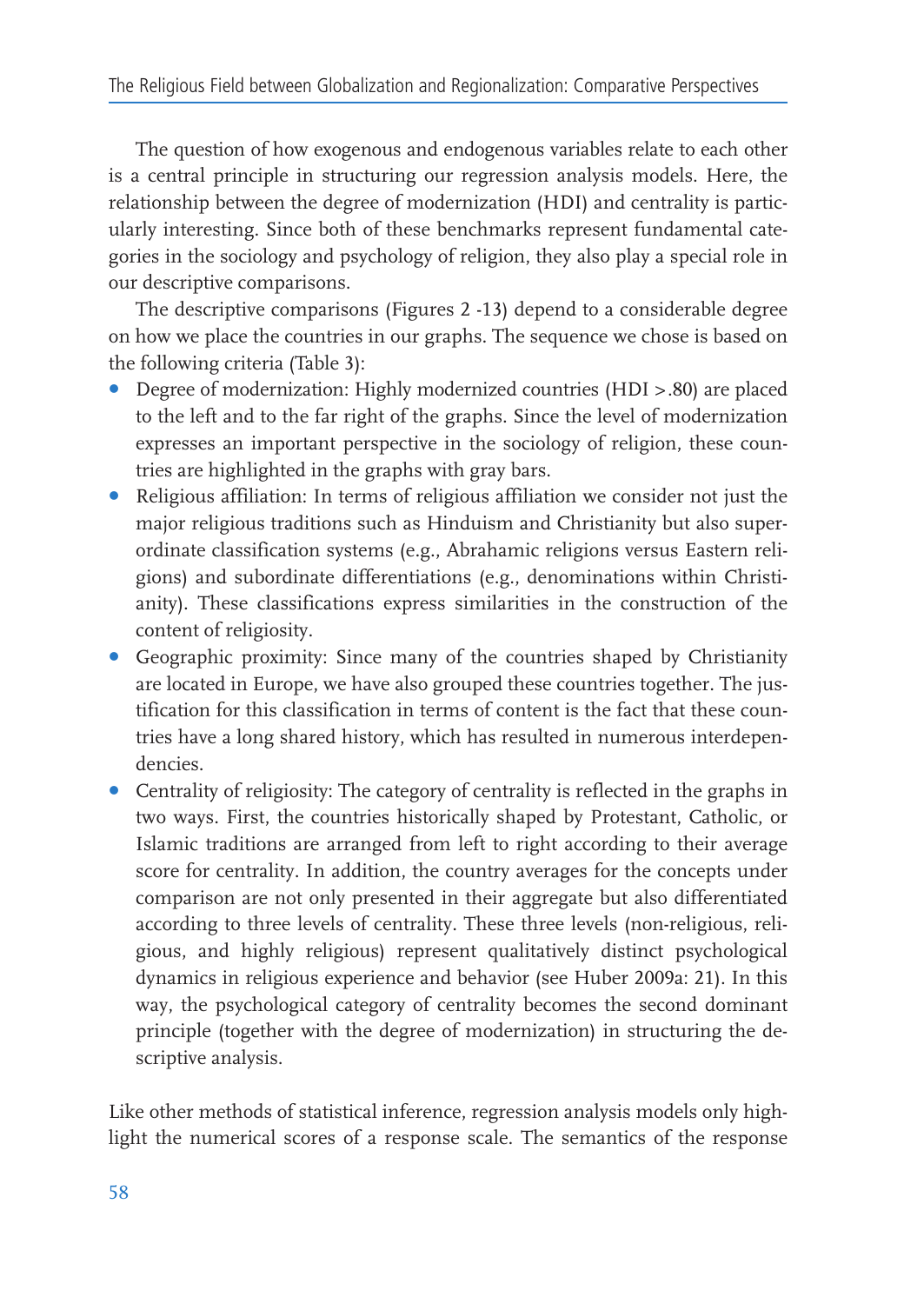The question of how exogenous and endogenous variables relate to each other is a central principle in structuring our regression analysis models. Here, the relationship between the degree of modernization (HDI) and centrality is particularly interesting. Since both of these benchmarks represent fundamental categories in the sociology and psychology of religion, they also play a special role in our descriptive comparisons.

The descriptive comparisons (Figures 2 -13) depend to a considerable degree on how we place the countries in our graphs. The sequence we chose is based on the following criteria (Table 3):

- Degree of modernization: Highly modernized countries (HDI >.80) are placed to the left and to the far right of the graphs. Since the level of modernization expresses an important perspective in the sociology of religion, these countries are highlighted in the graphs with gray bars.
- Religious affiliation: In terms of religious affiliation we consider not just the major religious traditions such as Hinduism and Christianity but also superordinate classification systems (e.g., Abrahamic religions versus Eastern religions) and subordinate differentiations (e.g., denominations within Christianity). These classifications express similarities in the construction of the content of religiosity.
- Geographic proximity: Since many of the countries shaped by Christianity are located in Europe, we have also grouped these countries together. The justification for this classification in terms of content is the fact that these countries have a long shared history, which has resulted in numerous interdependencies.
- Centrality of religiosity: The category of centrality is reflected in the graphs in two ways. First, the countries historically shaped by Protestant, Catholic, or Islamic traditions are arranged from left to right according to their average score for centrality. In addition, the country averages for the concepts under comparison are not only presented in their aggregate but also differentiated according to three levels of centrality. These three levels (non-religious, religious, and highly religious) represent qualitatively distinct psychological dynamics in religious experience and behavior (see Huber 2009a: 21). In this way, the psychological category of centrality becomes the second dominant principle (together with the degree of modernization) in structuring the descriptive analysis.

Like other methods of statistical inference, regression analysis models only highlight the numerical scores of a response scale. The semantics of the response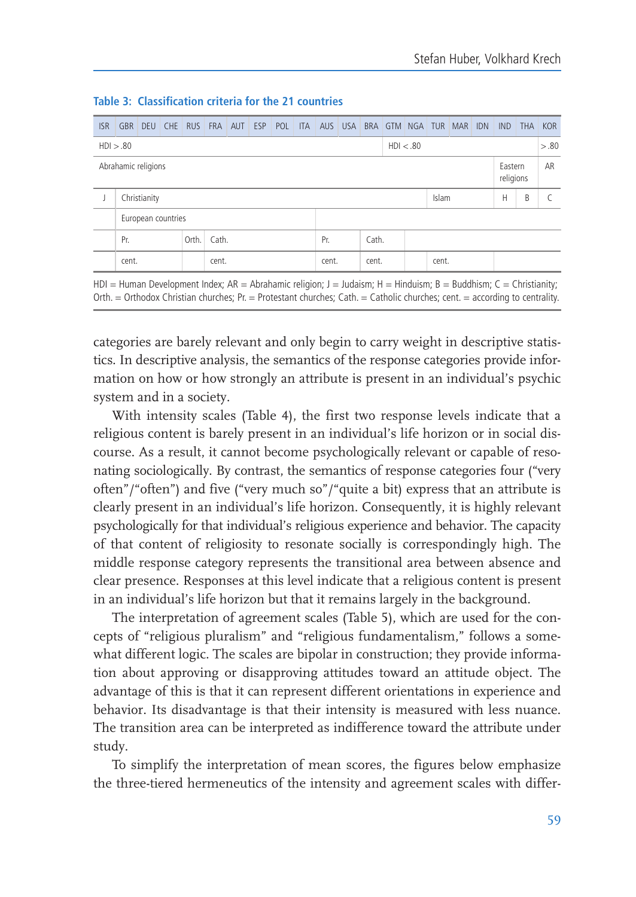**Table 3: Classification criteria for the 21 countries**

| ISR | GBR | DEU | CHE | RUS | FRA | AUT | ESP | POL | ITA | AUS | USA | BRA | GTM | NGA | TUR | MAR | IDN | IND | THA | KOR |
|---|---|---|---|---|---|---|---|---|---|---|---|---|---|---|---|---|---|---|---|---|
| HDI > .80 | | | | | | | | | | | | | HDI < .80 | | | | | | | > .80 |
| Abrahamic religions | | | | | | | | | | | | | | | | | | Eastern religions | | AR |
| J | Christianity | | | | | | | | | | | | | | Islam | | | H | B | C |
| | European countries | | | | | | | | | | | | | | | | | | | |
| | Pr. | | | Orth. | Cath. | | | | | Pr. | | Cath. | | | | | | | | |
| | cent. | | | | cent. | | | | | cent. | | cent. | | | cent. | | | | | |

HDI = Human Development Index; AR = Abrahamic religion; J = Judaism; H = Hinduism; B = Buddhism; C = Christianity; Orth. = Orthodox Christian churches; Pr. = Protestant churches; Cath. = Catholic churches; cent. = according to centrality.

categories are barely relevant and only begin to carry weight in descriptive statistics. In descriptive analysis, the semantics of the response categories provide information on how or how strongly an attribute is present in an individual's psychic system and in a society.

With intensity scales (Table 4), the first two response levels indicate that a religious content is barely present in an individual's life horizon or in social discourse. As a result, it cannot become psychologically relevant or capable of resonating sociologically. By contrast, the semantics of response categories four ("very often"/"often") and five ("very much so"/"quite a bit) express that an attribute is clearly present in an individual's life horizon. Consequently, it is highly relevant psychologically for that individual's religious experience and behavior. The capacity of that content of religiosity to resonate socially is correspondingly high. The middle response category represents the transitional area between absence and clear presence. Responses at this level indicate that a religious content is present in an individual's life horizon but that it remains largely in the background.

The interpretation of agreement scales (Table 5), which are used for the concepts of "religious pluralism" and "religious fundamentalism," follows a somewhat different logic. The scales are bipolar in construction; they provide information about approving or disapproving attitudes toward an attitude object. The advantage of this is that it can represent different orientations in experience and behavior. Its disadvantage is that their intensity is measured with less nuance. The transition area can be interpreted as indifference toward the attribute under study.

To simplify the interpretation of mean scores, the figures below emphasize the three-tiered hermeneutics of the intensity and agreement scales with differ-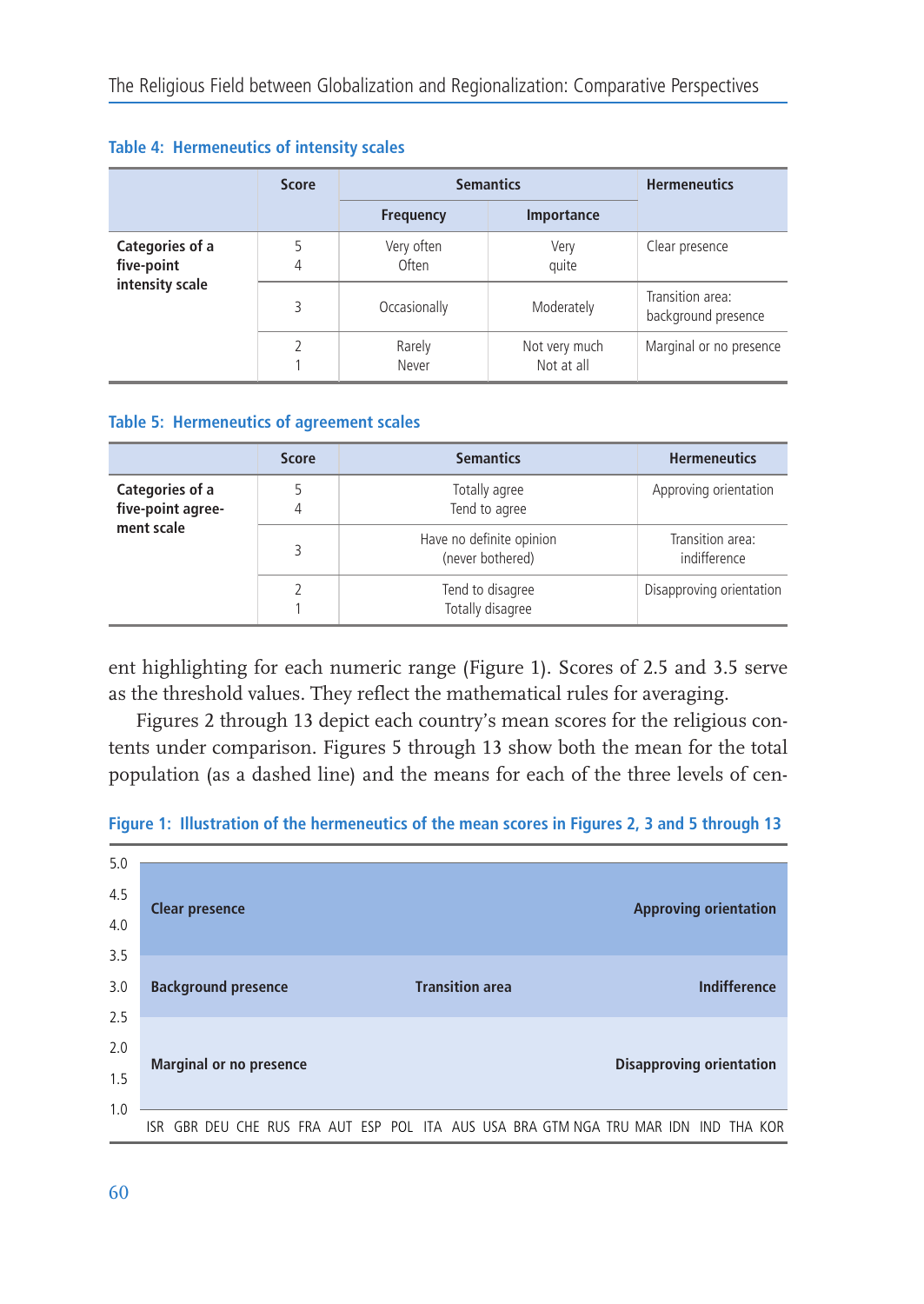**Table 4: Hermeneutics of intensity scales**

| | Score | Semantics | | Hermeneutics |
|---|---|---|---|---|
| | | Frequency | Importance | |
| Categories of a five-point intensity scale | 5<br>4 | Very often<br>Often | Very<br>quite | Clear presence |
| | 3 | Occasionally | Moderately | Transition area: background presence |
| | 2<br>1 | Rarely<br>Never | Not very much<br>Not at all | Marginal or no presence |

**Table 5: Hermeneutics of agreement scales**

| | Score | Semantics | Hermeneutics |
|---|---|---|---|
| Categories of a five-point agreement scale | 5<br>4 | Totally agree<br>Tend to agree | Approving orientation |
| | 3 | Have no definite opinion (never bothered) | Transition area: indifference |
| | 2<br>1 | Tend to disagree<br>Totally disagree | Disapproving orientation |

ent highlighting for each numeric range (Figure 1). Scores of 2.5 and 3.5 serve as the threshold values. They reflect the mathematical rules for averaging.

Figures 2 through 13 depict each country's mean scores for the religious contents under comparison. Figures 5 through 13 show both the mean for the total population (as a dashed line) and the means for each of the three levels of cen-

**Figure 1: Illustration of the hermeneutics of the mean scores in Figures 2, 3 and 5 through 13**

| Score range | | | |
|---|---|---|---|
| 3.5–5.0 | Clear presence | | Approving orientation |
| 2.5–3.5 | Background presence | Transition area | Indifference |
| 1.0–2.5 | Marginal or no presence | | Disapproving orientation |

Countries (x-axis): ISR GBR DEU CHE RUS FRA AUT ESP POL ITA AUS USA BRA GTM NGA TRU MAR IDN IND THA KOR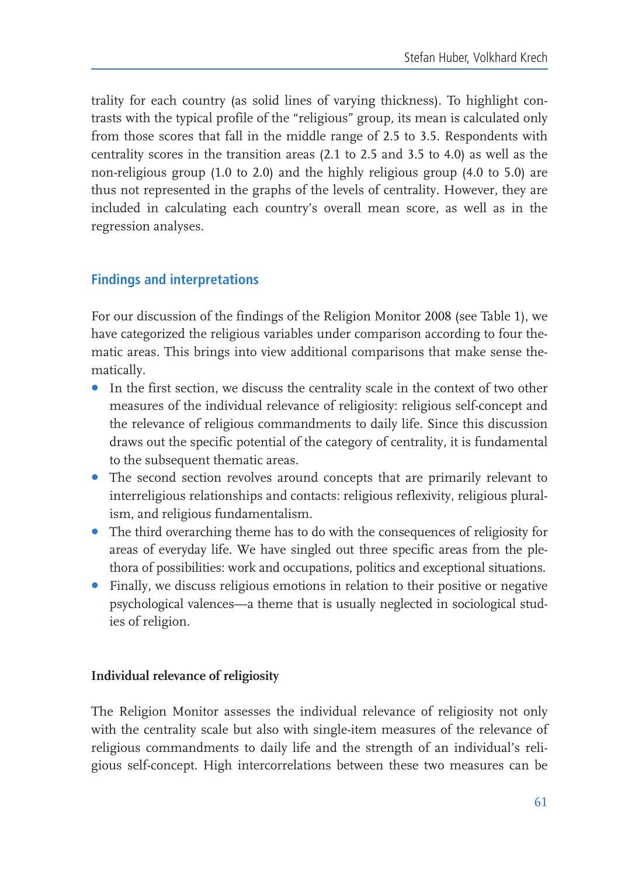trality for each country (as solid lines of varying thickness). To highlight contrasts with the typical profile of the "religious" group, its mean is calculated only from those scores that fall in the middle range of 2.5 to 3.5. Respondents with centrality scores in the transition areas (2.1 to 2.5 and 3.5 to 4.0) as well as the non-religious group (1.0 to 2.0) and the highly religious group (4.0 to 5.0) are thus not represented in the graphs of the levels of centrality. However, they are included in calculating each country's overall mean score, as well as in the regression analyses.

## Findings and interpretations

For our discussion of the findings of the Religion Monitor 2008 (see Table 1), we have categorized the religious variables under comparison according to four thematic areas. This brings into view additional comparisons that make sense thematically.

- In the first section, we discuss the centrality scale in the context of two other measures of the individual relevance of religiosity: religious self-concept and the relevance of religious commandments to daily life. Since this discussion draws out the specific potential of the category of centrality, it is fundamental to the subsequent thematic areas.
- The second section revolves around concepts that are primarily relevant to interreligious relationships and contacts: religious reflexivity, religious pluralism, and religious fundamentalism.
- The third overarching theme has to do with the consequences of religiosity for areas of everyday life. We have singled out three specific areas from the plethora of possibilities: work and occupations, politics and exceptional situations.
- Finally, we discuss religious emotions in relation to their positive or negative psychological valences—a theme that is usually neglected in sociological studies of religion.

### Individual relevance of religiosity

The Religion Monitor assesses the individual relevance of religiosity not only with the centrality scale but also with single-item measures of the relevance of religious commandments to daily life and the strength of an individual's religious self-concept. High intercorrelations between these two measures can be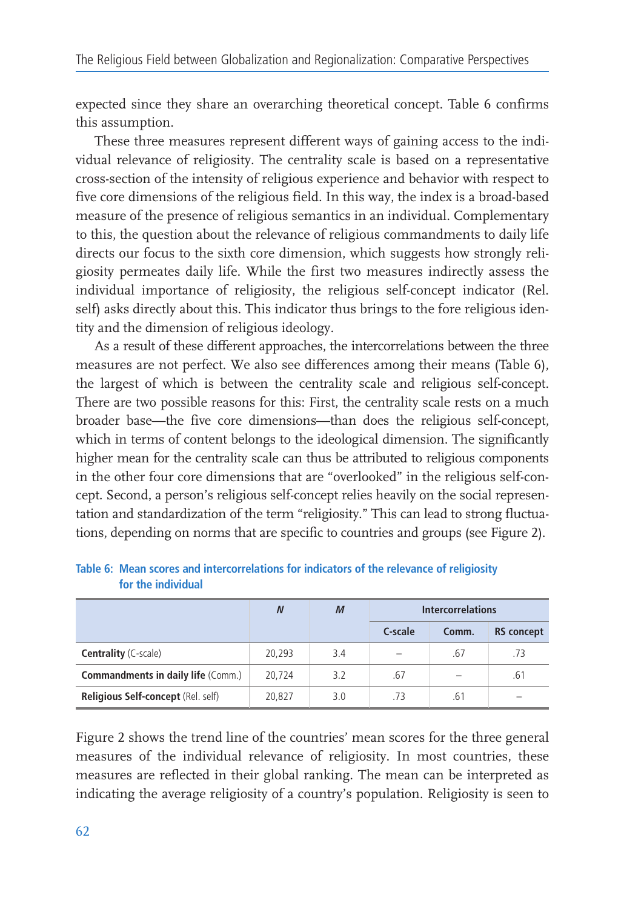expected since they share an overarching theoretical concept. Table 6 confirms this assumption.

These three measures represent different ways of gaining access to the individual relevance of religiosity. The centrality scale is based on a representative cross-section of the intensity of religious experience and behavior with respect to five core dimensions of the religious field. In this way, the index is a broad-based measure of the presence of religious semantics in an individual. Complementary to this, the question about the relevance of religious commandments to daily life directs our focus to the sixth core dimension, which suggests how strongly religiosity permeates daily life. While the first two measures indirectly assess the individual importance of religiosity, the religious self-concept indicator (Rel. self) asks directly about this. This indicator thus brings to the fore religious identity and the dimension of religious ideology.

As a result of these different approaches, the intercorrelations between the three measures are not perfect. We also see differences among their means (Table 6), the largest of which is between the centrality scale and religious self-concept. There are two possible reasons for this: First, the centrality scale rests on a much broader base—the five core dimensions—than does the religious self-concept, which in terms of content belongs to the ideological dimension. The significantly higher mean for the centrality scale can thus be attributed to religious components in the other four core dimensions that are "overlooked" in the religious self-concept. Second, a person's religious self-concept relies heavily on the social representation and standardization of the term "religiosity." This can lead to strong fluctuations, depending on norms that are specific to countries and groups (see Figure 2).

**Table 6: Mean scores and intercorrelations for indicators of the relevance of religiosity for the individual**

| | *N* | *M* | Intercorrelations | | |
|---|---|---|---|---|---|
| | | | C-scale | Comm. | RS concept |
| **Centrality** (C-scale) | 20,293 | 3.4 | – | .67 | .73 |
| **Commandments in daily life** (Comm.) | 20,724 | 3.2 | .67 | – | .61 |
| **Religious Self-concept** (Rel. self) | 20,827 | 3.0 | .73 | .61 | – |

Figure 2 shows the trend line of the countries' mean scores for the three general measures of the individual relevance of religiosity. In most countries, these measures are reflected in their global ranking. The mean can be interpreted as indicating the average religiosity of a country's population. Religiosity is seen to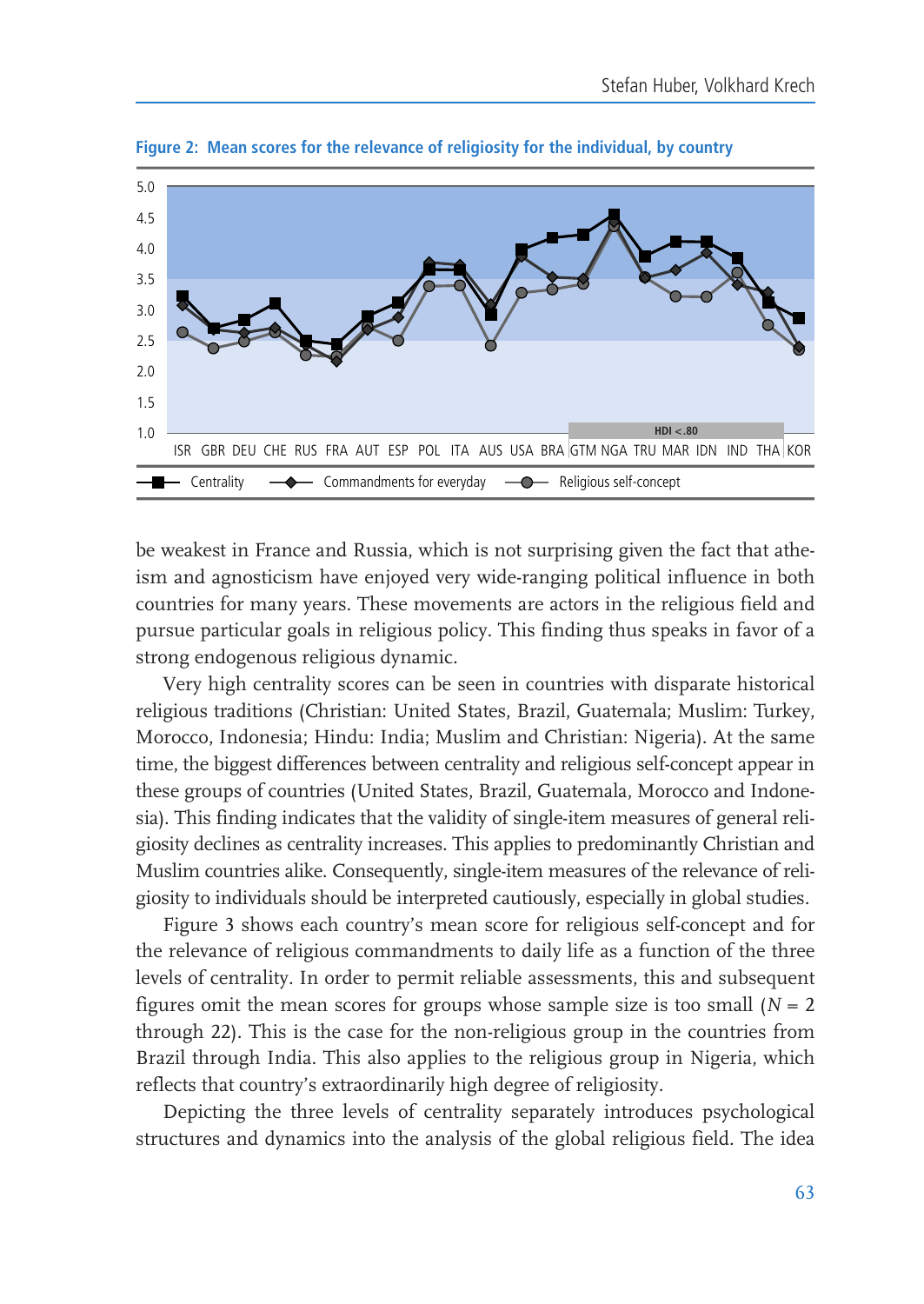**Figure 2: Mean scores for the relevance of religiosity for the individual, by country**

be weakest in France and Russia, which is not surprising given the fact that atheism and agnosticism have enjoyed very wide-ranging political influence in both countries for many years. These movements are actors in the religious field and pursue particular goals in religious policy. This finding thus speaks in favor of a strong endogenous religious dynamic.

Very high centrality scores can be seen in countries with disparate historical religious traditions (Christian: United States, Brazil, Guatemala; Muslim: Turkey, Morocco, Indonesia; Hindu: India; Muslim and Christian: Nigeria). At the same time, the biggest differences between centrality and religious self-concept appear in these groups of countries (United States, Brazil, Guatemala, Morocco and Indonesia). This finding indicates that the validity of single-item measures of general religiosity declines as centrality increases. This applies to predominantly Christian and Muslim countries alike. Consequently, single-item measures of the relevance of religiosity to individuals should be interpreted cautiously, especially in global studies.

Figure 3 shows each country's mean score for religious self-concept and for the relevance of religious commandments to daily life as a function of the three levels of centrality. In order to permit reliable assessments, this and subsequent figures omit the mean scores for groups whose sample size is too small ($N$ = 2 through 22). This is the case for the non-religious group in the countries from Brazil through India. This also applies to the religious group in Nigeria, which reflects that country's extraordinarily high degree of religiosity.

Depicting the three levels of centrality separately introduces psychological structures and dynamics into the analysis of the global religious field. The idea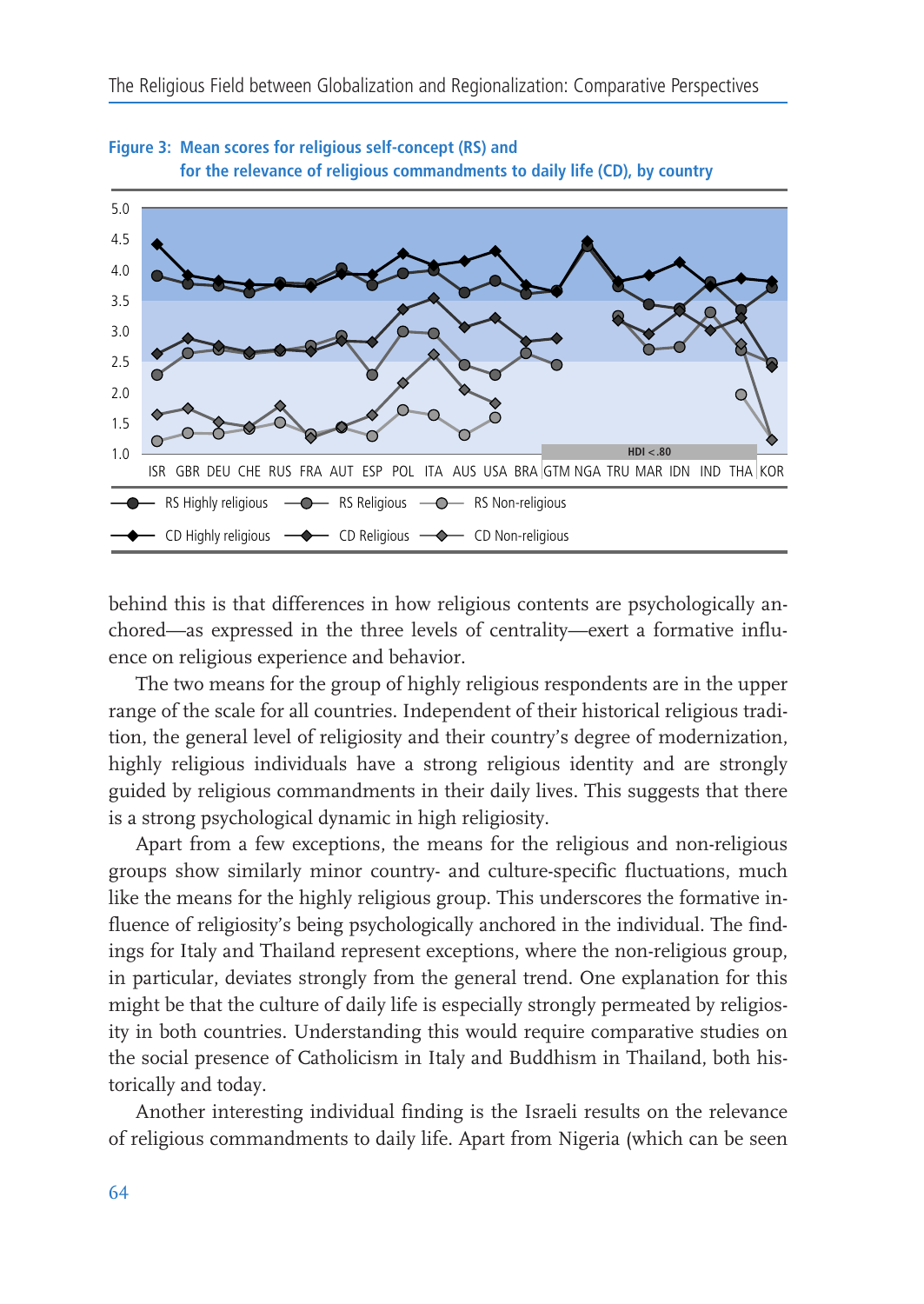**Figure 3: Mean scores for religious self-concept (RS) and for the relevance of religious commandments to daily life (CD), by country**

behind this is that differences in how religious contents are psychologically anchored—as expressed in the three levels of centrality—exert a formative influence on religious experience and behavior.

The two means for the group of highly religious respondents are in the upper range of the scale for all countries. Independent of their historical religious tradition, the general level of religiosity and their country's degree of modernization, highly religious individuals have a strong religious identity and are strongly guided by religious commandments in their daily lives. This suggests that there is a strong psychological dynamic in high religiosity.

Apart from a few exceptions, the means for the religious and non-religious groups show similarly minor country- and culture-specific fluctuations, much like the means for the highly religious group. This underscores the formative influence of religiosity's being psychologically anchored in the individual. The findings for Italy and Thailand represent exceptions, where the non-religious group, in particular, deviates strongly from the general trend. One explanation for this might be that the culture of daily life is especially strongly permeated by religiosity in both countries. Understanding this would require comparative studies on the social presence of Catholicism in Italy and Buddhism in Thailand, both historically and today.

Another interesting individual finding is the Israeli results on the relevance of religious commandments to daily life. Apart from Nigeria (which can be seen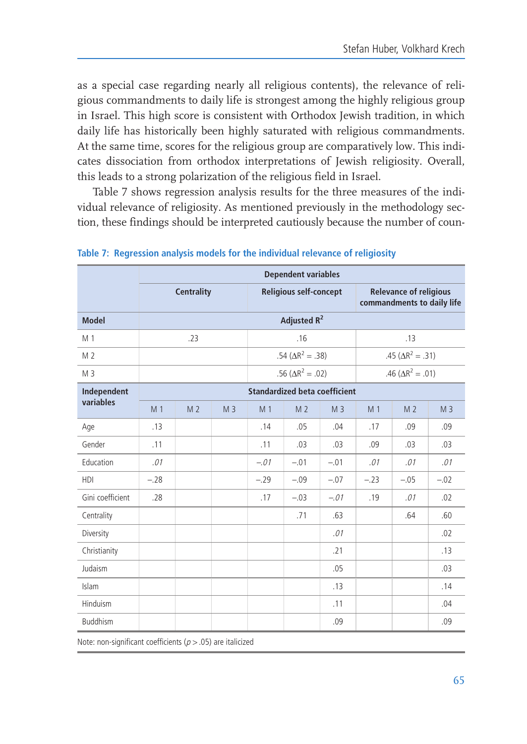as a special case regarding nearly all religious contents), the relevance of religious commandments to daily life is strongest among the highly religious group in Israel. This high score is consistent with Orthodox Jewish tradition, in which daily life has historically been highly saturated with religious commandments. At the same time, scores for the religious group are comparatively low. This indicates dissociation from orthodox interpretations of Jewish religiosity. Overall, this leads to a strong polarization of the religious field in Israel.

Table 7 shows regression analysis results for the three measures of the individual relevance of religiosity. As mentioned previously in the methodology section, these findings should be interpreted cautiously because the number of coun-

**Table 7: Regression analysis models for the individual relevance of religiosity**

| | Dependent variables | | | | | | | | |
|---|---|---|---|---|---|---|---|---|---|
| | Centrality | | | Religious self-concept | | | Relevance of religious commandments to daily life | | |
| **Model** | Adjusted $R^2$ | | | | | | | | |
| M 1 | .23 | | | .16 | | | .13 | | |
| M 2 | | | | .54 ($\Delta R^2$ = .38) | | | .45 ($\Delta R^2$ = .31) | | |
| M 3 | | | | .56 ($\Delta R^2$ = .02) | | | .46 ($\Delta R^2$ = .01) | | |
| **Independent variables** | Standardized beta coefficient | | | | | | | | |
| | M 1 | M 2 | M 3 | M 1 | M 2 | M 3 | M 1 | M 2 | M 3 |
| Age | .13 | | | .14 | .05 | .04 | .17 | .09 | .09 |
| Gender | .11 | | | .11 | .03 | .03 | .09 | .03 | .03 |
| Education | *.01* | | | *–.01* | –.01 | –.01 | *.01* | *.01* | *.01* |
| HDI | –.28 | | | –.29 | –.09 | –.07 | –.23 | –.05 | –.02 |
| Gini coefficient | .28 | | | .17 | –.03 | *–.01* | .19 | *.01* | .02 |
| Centrality | | | | | .71 | .63 | | .64 | .60 |
| Diversity | | | | | | *.01* | | | .02 |
| Christianity | | | | | | .21 | | | .13 |
| Judaism | | | | | | .05 | | | .03 |
| Islam | | | | | | .13 | | | .14 |
| Hinduism | | | | | | .11 | | | .04 |
| Buddhism | | | | | | .09 | | | .09 |

Note: non-significant coefficients ($p > .05$) are italicized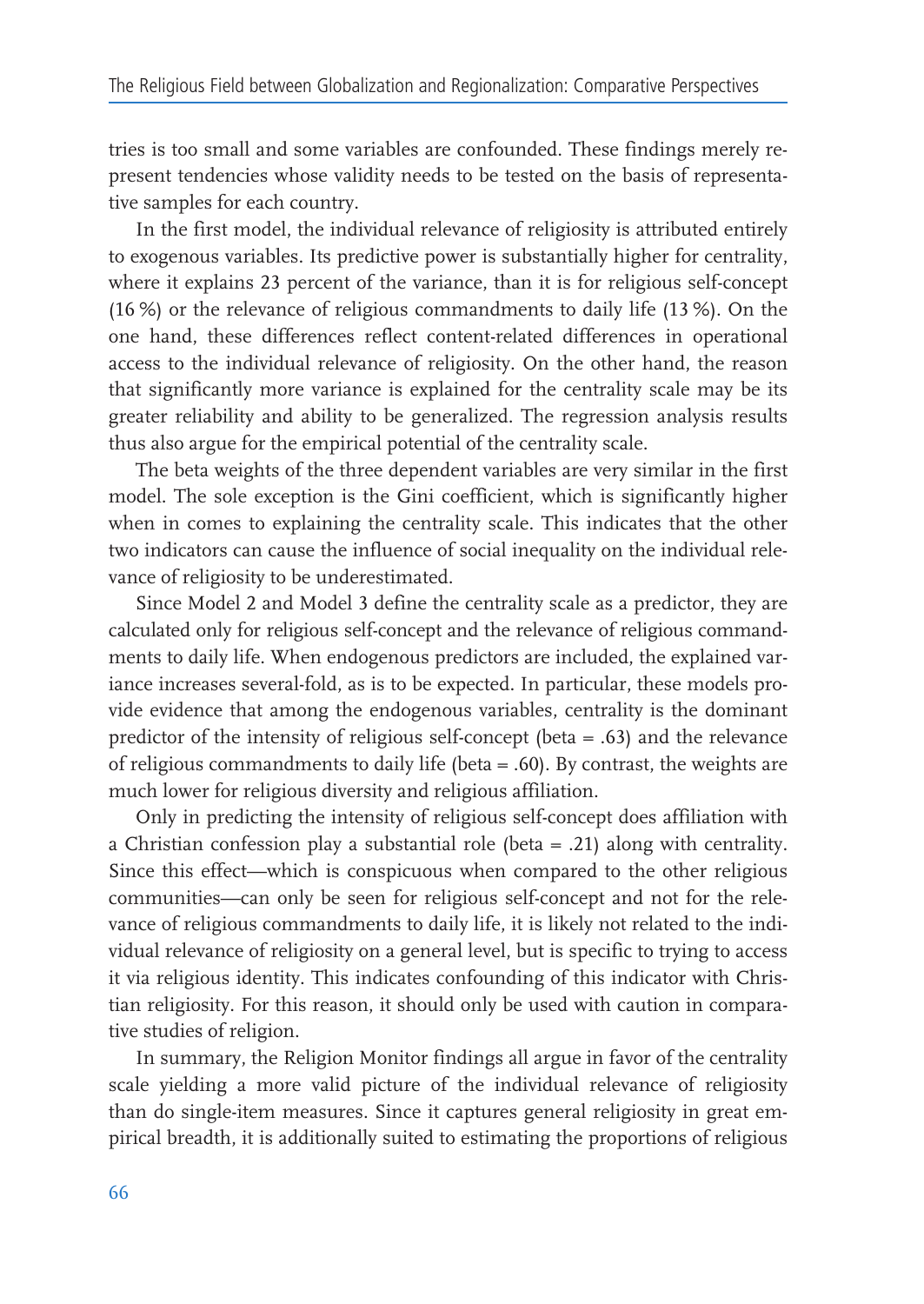tries is too small and some variables are confounded. These findings merely represent tendencies whose validity needs to be tested on the basis of representative samples for each country.

In the first model, the individual relevance of religiosity is attributed entirely to exogenous variables. Its predictive power is substantially higher for centrality, where it explains 23 percent of the variance, than it is for religious self-concept (16 %) or the relevance of religious commandments to daily life (13 %). On the one hand, these differences reflect content-related differences in operational access to the individual relevance of religiosity. On the other hand, the reason that significantly more variance is explained for the centrality scale may be its greater reliability and ability to be generalized. The regression analysis results thus also argue for the empirical potential of the centrality scale.

The beta weights of the three dependent variables are very similar in the first model. The sole exception is the Gini coefficient, which is significantly higher when in comes to explaining the centrality scale. This indicates that the other two indicators can cause the influence of social inequality on the individual relevance of religiosity to be underestimated.

Since Model 2 and Model 3 define the centrality scale as a predictor, they are calculated only for religious self-concept and the relevance of religious commandments to daily life. When endogenous predictors are included, the explained variance increases several-fold, as is to be expected. In particular, these models provide evidence that among the endogenous variables, centrality is the dominant predictor of the intensity of religious self-concept (beta = .63) and the relevance of religious commandments to daily life (beta = .60). By contrast, the weights are much lower for religious diversity and religious affiliation.

Only in predicting the intensity of religious self-concept does affiliation with a Christian confession play a substantial role (beta = .21) along with centrality. Since this effect—which is conspicuous when compared to the other religious communities—can only be seen for religious self-concept and not for the relevance of religious commandments to daily life, it is likely not related to the individual relevance of religiosity on a general level, but is specific to trying to access it via religious identity. This indicates confounding of this indicator with Christian religiosity. For this reason, it should only be used with caution in comparative studies of religion.

In summary, the Religion Monitor findings all argue in favor of the centrality scale yielding a more valid picture of the individual relevance of religiosity than do single-item measures. Since it captures general religiosity in great empirical breadth, it is additionally suited to estimating the proportions of religious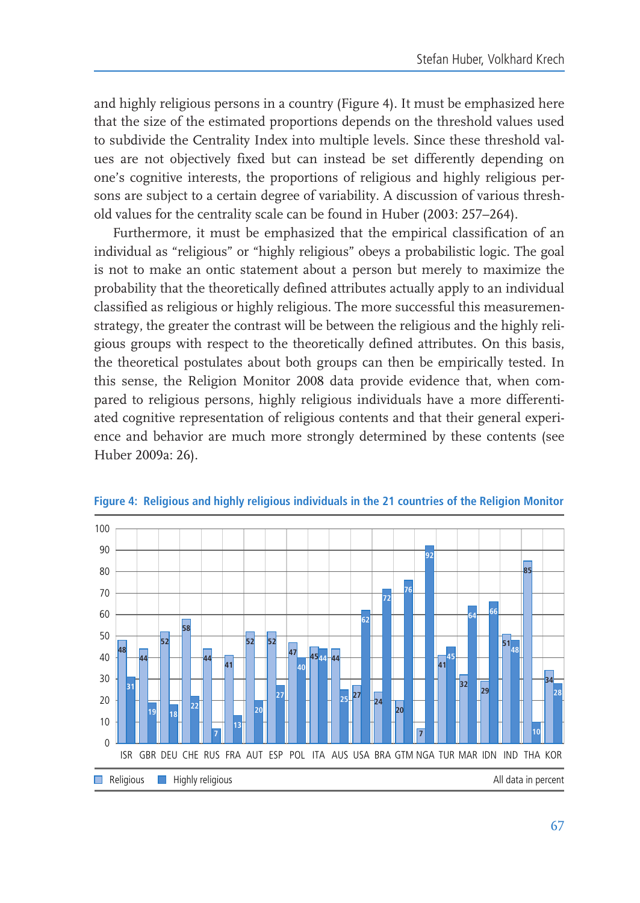and highly religious persons in a country (Figure 4). It must be emphasized here that the size of the estimated proportions depends on the threshold values used to subdivide the Centrality Index into multiple levels. Since these threshold values are not objectively fixed but can instead be set differently depending on one's cognitive interests, the proportions of religious and highly religious persons are subject to a certain degree of variability. A discussion of various threshold values for the centrality scale can be found in Huber (2003: 257–264).

Furthermore, it must be emphasized that the empirical classification of an individual as "religious" or "highly religious" obeys a probabilistic logic. The goal is not to make an ontic statement about a person but merely to maximize the probability that the theoretically defined attributes actually apply to an individual classified as religious or highly religious. The more successful this measuremen strategy, the greater the contrast will be between the religious and the highly religious groups with respect to the theoretically defined attributes. On this basis, the theoretical postulates about both groups can then be empirically tested. In this sense, the Religion Monitor 2008 data provide evidence that, when compared to religious persons, highly religious individuals have a more differentiated cognitive representation of religious contents and that their general experience and behavior are much more strongly determined by these contents (see Huber 2009a: 26).

**Figure 4: Religious and highly religious individuals in the 21 countries of the Religion Monitor**

| Country | Religious | Highly religious |
|---|---|---|
| ISR | 48 | 31 |
| GBR | 44 | 19 |
| DEU | 52 | 18 |
| CHE | 58 | 22 |
| RUS | 44 | 7 |
| FRA | 41 | 13 |
| AUT | 52 | 20 |
| ESP | 52 | 27 |
| POL | 47 | 40 |
| ITA | 45 | 44 |
| AUS | 44 | 25 |
| USA | 27 | 62 |
| BRA | 24 | 72 |
| GTM | 20 | 76 |
| NGA | 7 | 92 |
| TUR | 41 | 45 |
| MAR | 32 | 64 |
| IDN | 29 | 66 |
| IND | 51 | 48 |
| THA | 85 | 10 |
| KOR | 34 | 28 |

All data in percent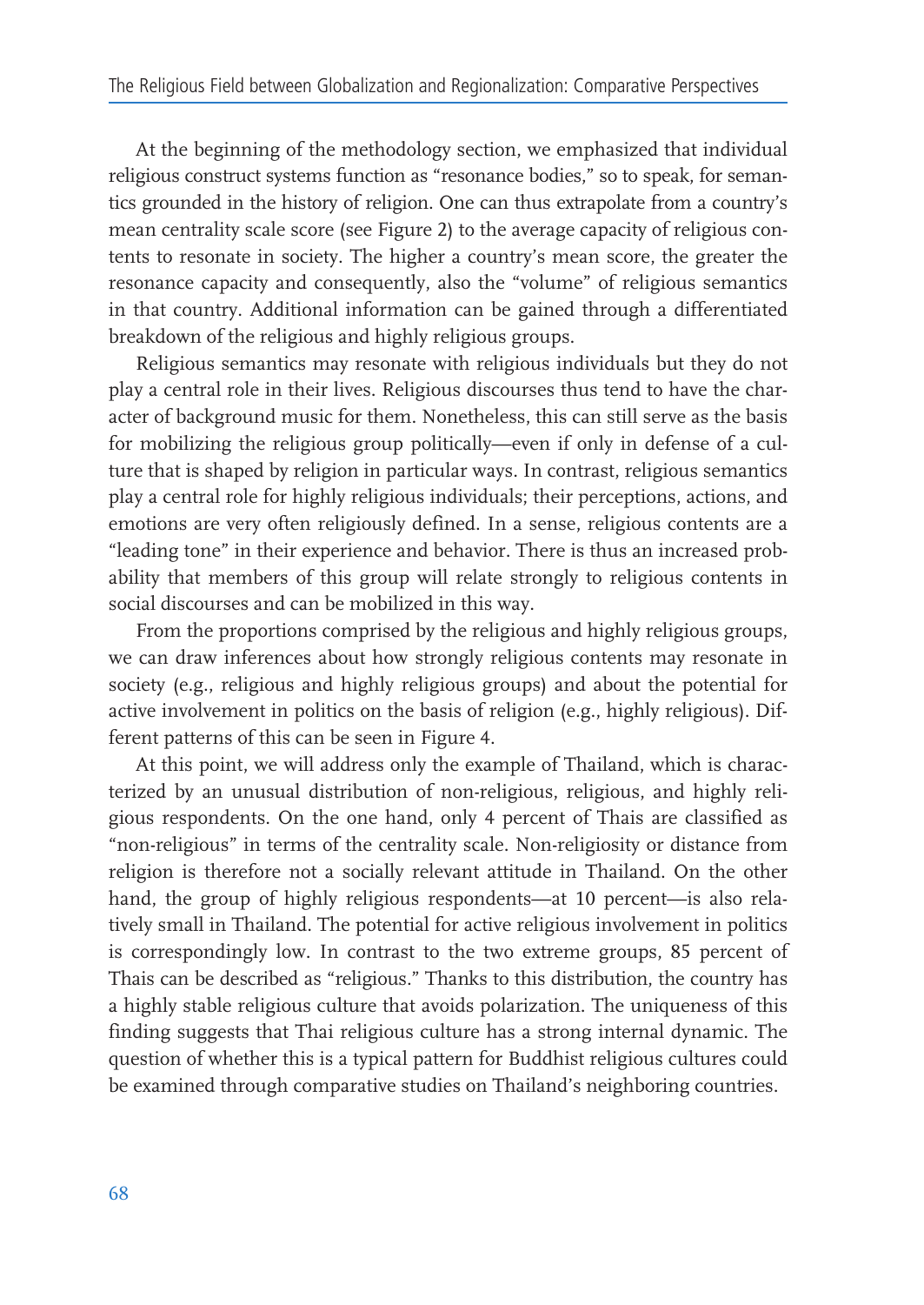At the beginning of the methodology section, we emphasized that individual religious construct systems function as "resonance bodies," so to speak, for semantics grounded in the history of religion. One can thus extrapolate from a country's mean centrality scale score (see Figure 2) to the average capacity of religious contents to resonate in society. The higher a country's mean score, the greater the resonance capacity and consequently, also the "volume" of religious semantics in that country. Additional information can be gained through a differentiated breakdown of the religious and highly religious groups.

Religious semantics may resonate with religious individuals but they do not play a central role in their lives. Religious discourses thus tend to have the character of background music for them. Nonetheless, this can still serve as the basis for mobilizing the religious group politically—even if only in defense of a culture that is shaped by religion in particular ways. In contrast, religious semantics play a central role for highly religious individuals; their perceptions, actions, and emotions are very often religiously defined. In a sense, religious contents are a "leading tone" in their experience and behavior. There is thus an increased probability that members of this group will relate strongly to religious contents in social discourses and can be mobilized in this way.

From the proportions comprised by the religious and highly religious groups, we can draw inferences about how strongly religious contents may resonate in society (e.g., religious and highly religious groups) and about the potential for active involvement in politics on the basis of religion (e.g., highly religious). Different patterns of this can be seen in Figure 4.

At this point, we will address only the example of Thailand, which is characterized by an unusual distribution of non-religious, religious, and highly religious respondents. On the one hand, only 4 percent of Thais are classified as "non-religious" in terms of the centrality scale. Non-religiosity or distance from religion is therefore not a socially relevant attitude in Thailand. On the other hand, the group of highly religious respondents—at 10 percent—is also relatively small in Thailand. The potential for active religious involvement in politics is correspondingly low. In contrast to the two extreme groups, 85 percent of Thais can be described as "religious." Thanks to this distribution, the country has a highly stable religious culture that avoids polarization. The uniqueness of this finding suggests that Thai religious culture has a strong internal dynamic. The question of whether this is a typical pattern for Buddhist religious cultures could be examined through comparative studies on Thailand's neighboring countries.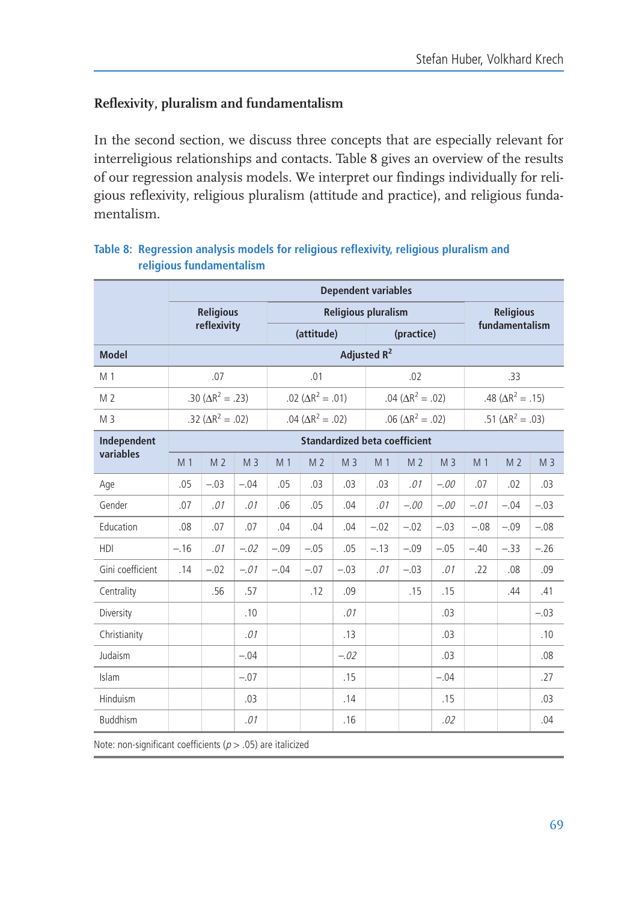### Reflexivity, pluralism and fundamentalism

In the second section, we discuss three concepts that are especially relevant for interreligious relationships and contacts. Table 8 gives an overview of the results of our regression analysis models. We interpret our findings individually for religious reflexivity, religious pluralism (attitude and practice), and religious fundamentalism.

**Table 8: Regression analysis models for religious reflexivity, religious pluralism and religious fundamentalism**

| | Dependent variables | | | | | | | | | | | |
|---|---|---|---|---|---|---|---|---|---|---|---|---|
| | Religious reflexivity | | | Religious pluralism (attitude) | | | Religious pluralism (practice) | | | Religious fundamentalism | | |
| **Model** | Adjusted $R^2$ | | | | | | | | | | | |
| M 1 | .07 | | | .01 | | | .02 | | | .33 | | |
| M 2 | .30 ($\Delta R^2 = .23$) | | | .02 ($\Delta R^2 = .01$) | | | .04 ($\Delta R^2 = .02$) | | | .48 ($\Delta R^2 = .15$) | | |
| M 3 | .32 ($\Delta R^2 = .02$) | | | .04 ($\Delta R^2 = .02$) | | | .06 ($\Delta R^2 = .02$) | | | .51 ($\Delta R^2 = .03$) | | |
| **Independent variables** | Standardized beta coefficient | | | | | | | | | | | |
| | M 1 | M 2 | M 3 | M 1 | M 2 | M 3 | M 1 | M 2 | M 3 | M 1 | M 2 | M 3 |
| Age | .05 | −.03 | −.04 | .05 | .03 | .03 | .03 | *.01* | *−.00* | .07 | .02 | .03 |
| Gender | .07 | *.01* | *.01* | .06 | .05 | .04 | *.01* | *−.00* | *−.00* | *−.01* | −.04 | −.03 |
| Education | .08 | .07 | .07 | .04 | .04 | .04 | −.02 | −.02 | −.03 | −.08 | −.09 | −.08 |
| HDI | −.16 | *.01* | *−.02* | −.09 | −.05 | .05 | −.13 | −.09 | −.05 | −.40 | −.33 | −.26 |
| Gini coefficient | .14 | −.02 | *−.01* | −.04 | −.07 | −.03 | *.01* | −.03 | *.01* | .22 | .08 | .09 |
| Centrality | | .56 | .57 | | .12 | .09 | | .15 | .15 | | .44 | .41 |
| Diversity | | | .10 | | | *.01* | | | .03 | | | −.03 |
| Christianity | | | *.01* | | | .13 | | | .03 | | | .10 |
| Judaism | | | −.04 | | | *−.02* | | | .03 | | | .08 |
| Islam | | | −.07 | | | .15 | | | −.04 | | | .27 |
| Hinduism | | | .03 | | | .14 | | | .15 | | | .03 |
| Buddhism | | | *.01* | | | .16 | | | *.02* | | | .04 |

Note: non-significant coefficients ($p > .05$) are italicized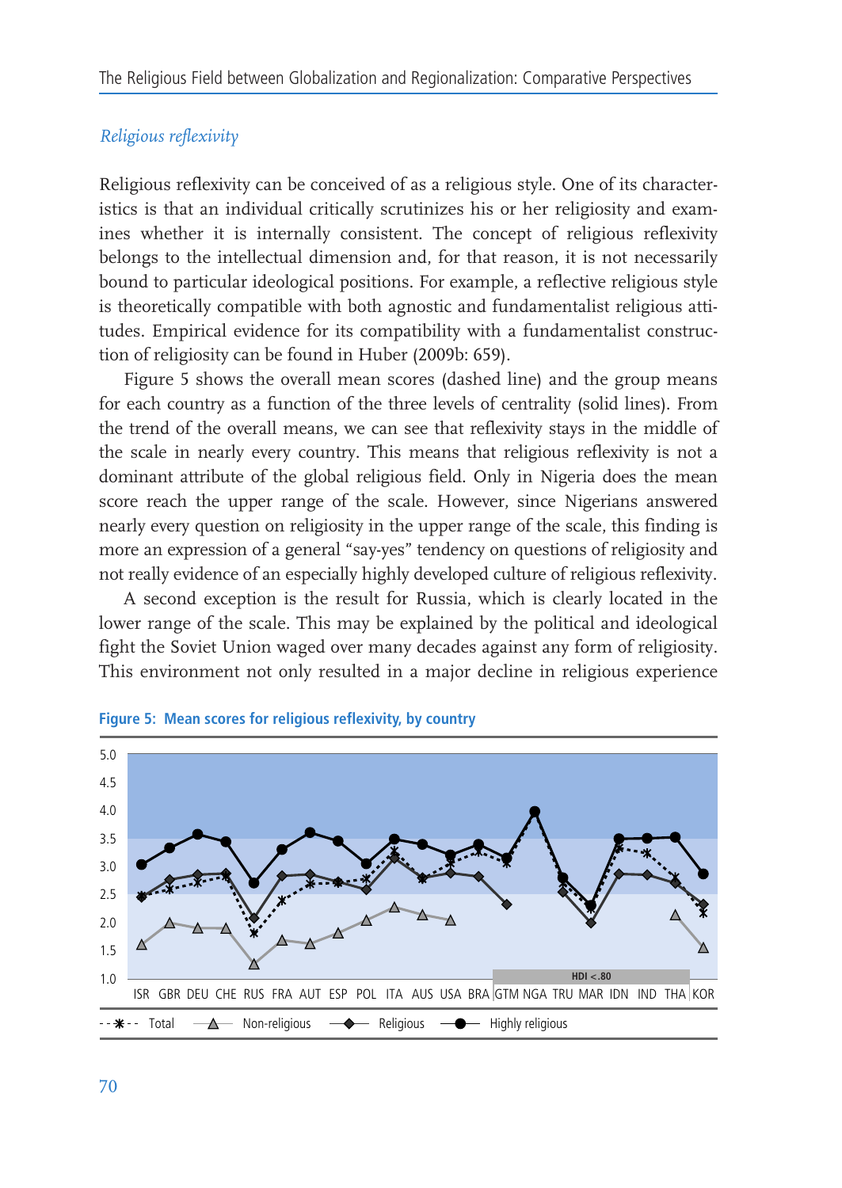### *Religious reflexivity*

Religious reflexivity can be conceived of as a religious style. One of its characteristics is that an individual critically scrutinizes his or her religiosity and examines whether it is internally consistent. The concept of religious reflexivity belongs to the intellectual dimension and, for that reason, it is not necessarily bound to particular ideological positions. For example, a reflective religious style is theoretically compatible with both agnostic and fundamentalist religious attitudes. Empirical evidence for its compatibility with a fundamentalist construction of religiosity can be found in Huber (2009b: 659).

Figure 5 shows the overall mean scores (dashed line) and the group means for each country as a function of the three levels of centrality (solid lines). From the trend of the overall means, we can see that reflexivity stays in the middle of the scale in nearly every country. This means that religious reflexivity is not a dominant attribute of the global religious field. Only in Nigeria does the mean score reach the upper range of the scale. However, since Nigerians answered nearly every question on religiosity in the upper range of the scale, this finding is more an expression of a general "say-yes" tendency on questions of religiosity and not really evidence of an especially highly developed culture of religious reflexivity.

A second exception is the result for Russia, which is clearly located in the lower range of the scale. This may be explained by the political and ideological fight the Soviet Union waged over many decades against any form of religiosity. This environment not only resulted in a major decline in religious experience

**Figure 5: Mean scores for religious reflexivity, by country**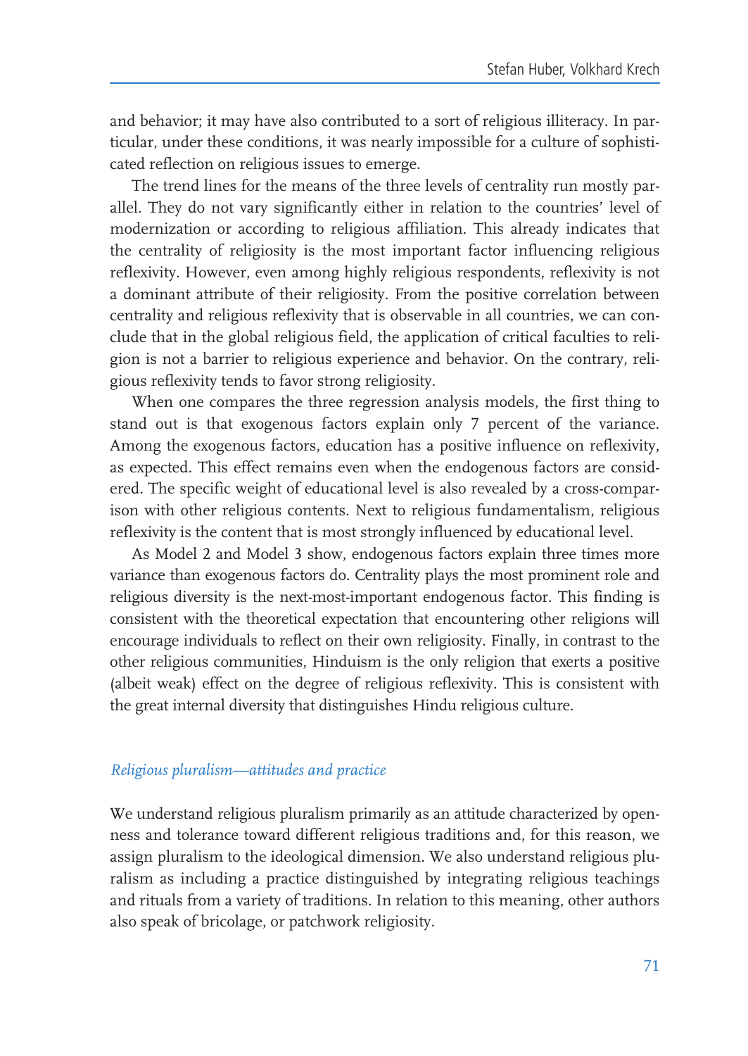and behavior; it may have also contributed to a sort of religious illiteracy. In particular, under these conditions, it was nearly impossible for a culture of sophisticated reflection on religious issues to emerge.

The trend lines for the means of the three levels of centrality run mostly parallel. They do not vary significantly either in relation to the countries' level of modernization or according to religious affiliation. This already indicates that the centrality of religiosity is the most important factor influencing religious reflexivity. However, even among highly religious respondents, reflexivity is not a dominant attribute of their religiosity. From the positive correlation between centrality and religious reflexivity that is observable in all countries, we can conclude that in the global religious field, the application of critical faculties to religion is not a barrier to religious experience and behavior. On the contrary, religious reflexivity tends to favor strong religiosity.

When one compares the three regression analysis models, the first thing to stand out is that exogenous factors explain only 7 percent of the variance. Among the exogenous factors, education has a positive influence on reflexivity, as expected. This effect remains even when the endogenous factors are considered. The specific weight of educational level is also revealed by a cross-comparison with other religious contents. Next to religious fundamentalism, religious reflexivity is the content that is most strongly influenced by educational level.

As Model 2 and Model 3 show, endogenous factors explain three times more variance than exogenous factors do. Centrality plays the most prominent role and religious diversity is the next-most-important endogenous factor. This finding is consistent with the theoretical expectation that encountering other religions will encourage individuals to reflect on their own religiosity. Finally, in contrast to the other religious communities, Hinduism is the only religion that exerts a positive (albeit weak) effect on the degree of religious reflexivity. This is consistent with the great internal diversity that distinguishes Hindu religious culture.

### *Religious pluralism—attitudes and practice*

We understand religious pluralism primarily as an attitude characterized by openness and tolerance toward different religious traditions and, for this reason, we assign pluralism to the ideological dimension. We also understand religious pluralism as including a practice distinguished by integrating religious teachings and rituals from a variety of traditions. In relation to this meaning, other authors also speak of bricolage, or patchwork religiosity.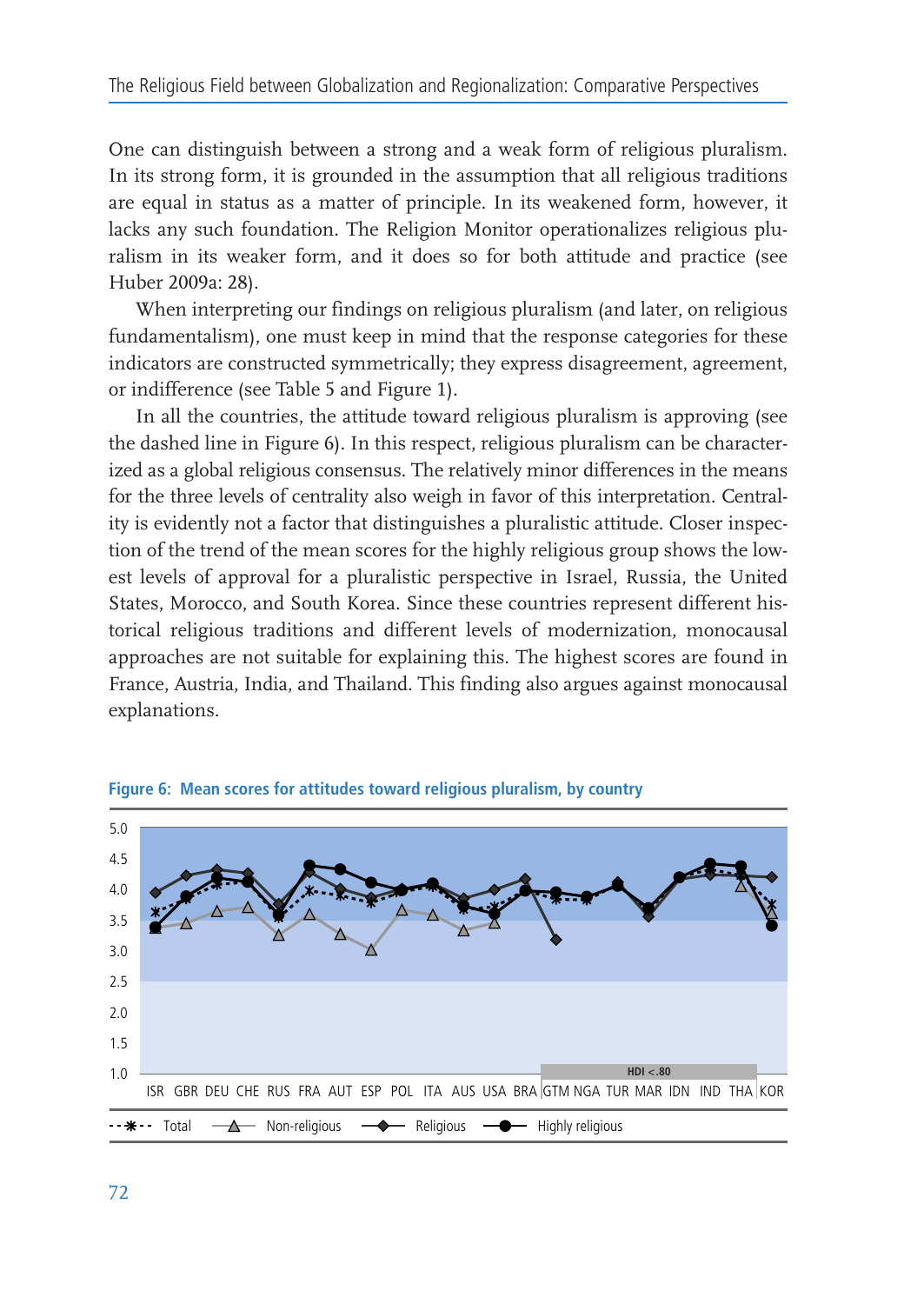One can distinguish between a strong and a weak form of religious pluralism. In its strong form, it is grounded in the assumption that all religious traditions are equal in status as a matter of principle. In its weakened form, however, it lacks any such foundation. The Religion Monitor operationalizes religious pluralism in its weaker form, and it does so for both attitude and practice (see Huber 2009a: 28).

When interpreting our findings on religious pluralism (and later, on religious fundamentalism), one must keep in mind that the response categories for these indicators are constructed symmetrically; they express disagreement, agreement, or indifference (see Table 5 and Figure 1).

In all the countries, the attitude toward religious pluralism is approving (see the dashed line in Figure 6). In this respect, religious pluralism can be characterized as a global religious consensus. The relatively minor differences in the means for the three levels of centrality also weigh in favor of this interpretation. Centrality is evidently not a factor that distinguishes a pluralistic attitude. Closer inspection of the trend of the mean scores for the highly religious group shows the lowest levels of approval for a pluralistic perspective in Israel, Russia, the United States, Morocco, and South Korea. Since these countries represent different historical religious traditions and different levels of modernization, monocausal approaches are not suitable for explaining this. The highest scores are found in France, Austria, India, and Thailand. This finding also argues against monocausal explanations.

**Figure 6: Mean scores for attitudes toward religious pluralism, by country**

Y-axis: 1.0–5.0. Countries: ISR, GBR, DEU, CHE, RUS, FRA, AUT, ESP, POL, ITA, AUS, USA, BRA, GTM, NGA, TUR, MAR, IDN, IND, THA, KOR (HDI < .80: GTM–THA)

Legend: Total, Non-religious, Religious, Highly religious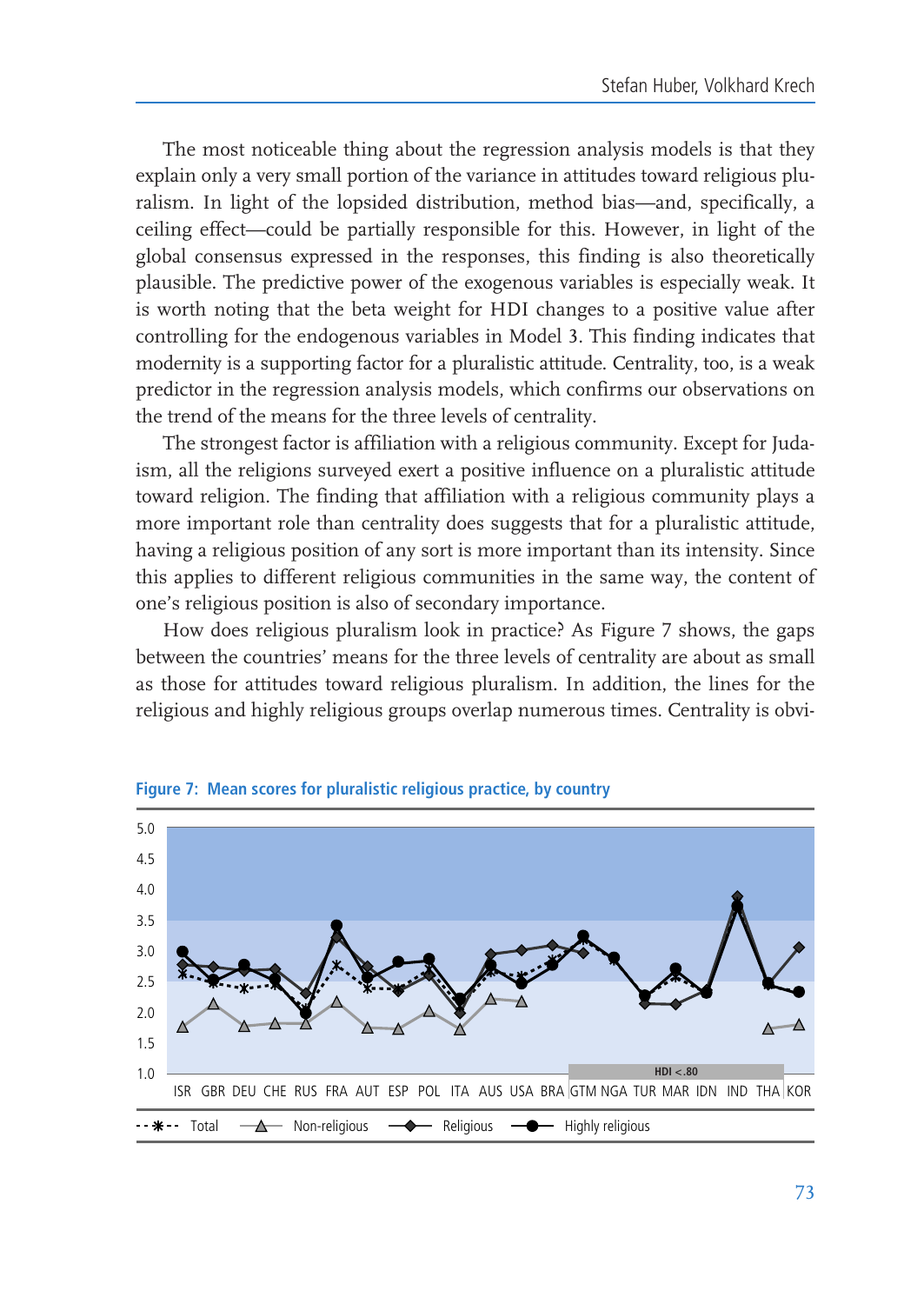The most noticeable thing about the regression analysis models is that they explain only a very small portion of the variance in attitudes toward religious pluralism. In light of the lopsided distribution, method bias—and, specifically, a ceiling effect—could be partially responsible for this. However, in light of the global consensus expressed in the responses, this finding is also theoretically plausible. The predictive power of the exogenous variables is especially weak. It is worth noting that the beta weight for HDI changes to a positive value after controlling for the endogenous variables in Model 3. This finding indicates that modernity is a supporting factor for a pluralistic attitude. Centrality, too, is a weak predictor in the regression analysis models, which confirms our observations on the trend of the means for the three levels of centrality.

The strongest factor is affiliation with a religious community. Except for Judaism, all the religions surveyed exert a positive influence on a pluralistic attitude toward religion. The finding that affiliation with a religious community plays a more important role than centrality does suggests that for a pluralistic attitude, having a religious position of any sort is more important than its intensity. Since this applies to different religious communities in the same way, the content of one's religious position is also of secondary importance.

How does religious pluralism look in practice? As Figure 7 shows, the gaps between the countries' means for the three levels of centrality are about as small as those for attitudes toward religious pluralism. In addition, the lines for the religious and highly religious groups overlap numerous times. Centrality is obvi-

**Figure 7: Mean scores for pluralistic religious practice, by country**

[Chart: y-axis 1.0–5.0; countries ISR, GBR, DEU, CHE, RUS, FRA, AUT, ESP, POL, ITA, AUS, USA, BRA, GTM, NGA, TUR, MAR, IDN, IND, THA, KOR; HDI < .80 marked for GTM–THA; legend: Total, Non-religious, Religious, Highly religious]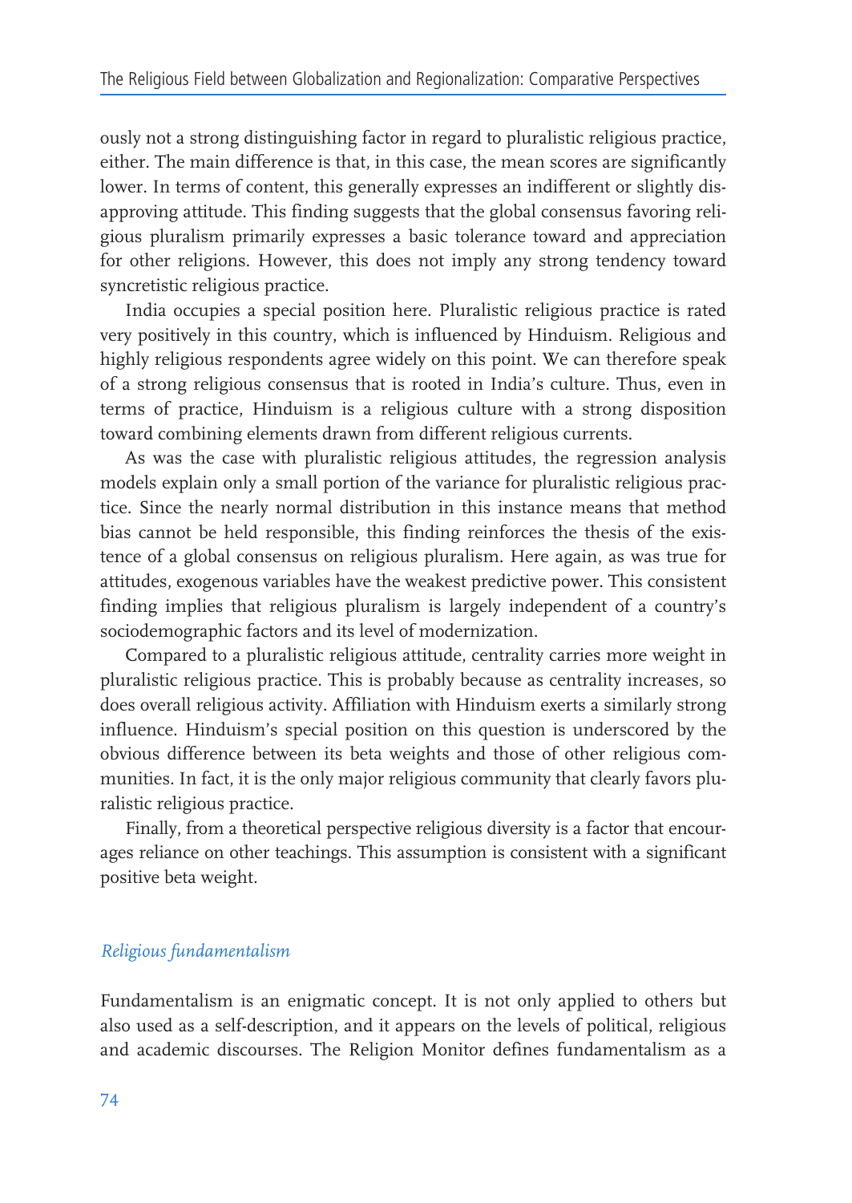ously not a strong distinguishing factor in regard to pluralistic religious practice, either. The main difference is that, in this case, the mean scores are significantly lower. In terms of content, this generally expresses an indifferent or slightly disapproving attitude. This finding suggests that the global consensus favoring religious pluralism primarily expresses a basic tolerance toward and appreciation for other religions. However, this does not imply any strong tendency toward syncretistic religious practice.

India occupies a special position here. Pluralistic religious practice is rated very positively in this country, which is influenced by Hinduism. Religious and highly religious respondents agree widely on this point. We can therefore speak of a strong religious consensus that is rooted in India's culture. Thus, even in terms of practice, Hinduism is a religious culture with a strong disposition toward combining elements drawn from different religious currents.

As was the case with pluralistic religious attitudes, the regression analysis models explain only a small portion of the variance for pluralistic religious practice. Since the nearly normal distribution in this instance means that method bias cannot be held responsible, this finding reinforces the thesis of the existence of a global consensus on religious pluralism. Here again, as was true for attitudes, exogenous variables have the weakest predictive power. This consistent finding implies that religious pluralism is largely independent of a country's sociodemographic factors and its level of modernization.

Compared to a pluralistic religious attitude, centrality carries more weight in pluralistic religious practice. This is probably because as centrality increases, so does overall religious activity. Affiliation with Hinduism exerts a similarly strong influence. Hinduism's special position on this question is underscored by the obvious difference between its beta weights and those of other religious communities. In fact, it is the only major religious community that clearly favors pluralistic religious practice.

Finally, from a theoretical perspective religious diversity is a factor that encourages reliance on other teachings. This assumption is consistent with a significant positive beta weight.

### *Religious fundamentalism*

Fundamentalism is an enigmatic concept. It is not only applied to others but also used as a self-description, and it appears on the levels of political, religious and academic discourses. The Religion Monitor defines fundamentalism as a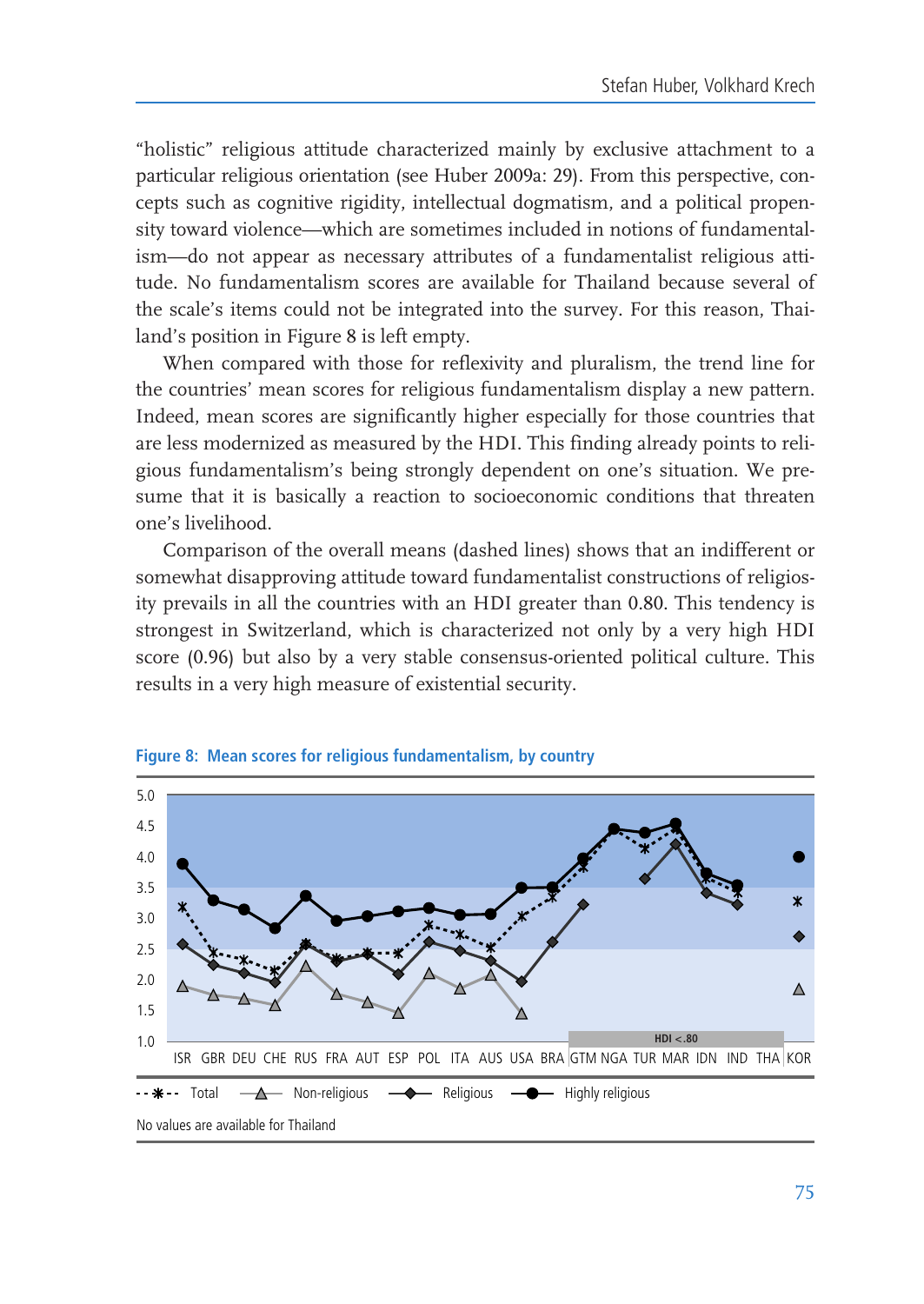"holistic" religious attitude characterized mainly by exclusive attachment to a particular religious orientation (see Huber 2009a: 29). From this perspective, concepts such as cognitive rigidity, intellectual dogmatism, and a political propensity toward violence—which are sometimes included in notions of fundamentalism—do not appear as necessary attributes of a fundamentalist religious attitude. No fundamentalism scores are available for Thailand because several of the scale's items could not be integrated into the survey. For this reason, Thailand's position in Figure 8 is left empty.

When compared with those for reflexivity and pluralism, the trend line for the countries' mean scores for religious fundamentalism display a new pattern. Indeed, mean scores are significantly higher especially for those countries that are less modernized as measured by the HDI. This finding already points to religious fundamentalism's being strongly dependent on one's situation. We presume that it is basically a reaction to socioeconomic conditions that threaten one's livelihood.

Comparison of the overall means (dashed lines) shows that an indifferent or somewhat disapproving attitude toward fundamentalist constructions of religiosity prevails in all the countries with an HDI greater than 0.80. This tendency is strongest in Switzerland, which is characterized not only by a very high HDI score (0.96) but also by a very stable consensus-oriented political culture. This results in a very high measure of existential security.

**Figure 8: Mean scores for religious fundamentalism, by country**

No values are available for Thailand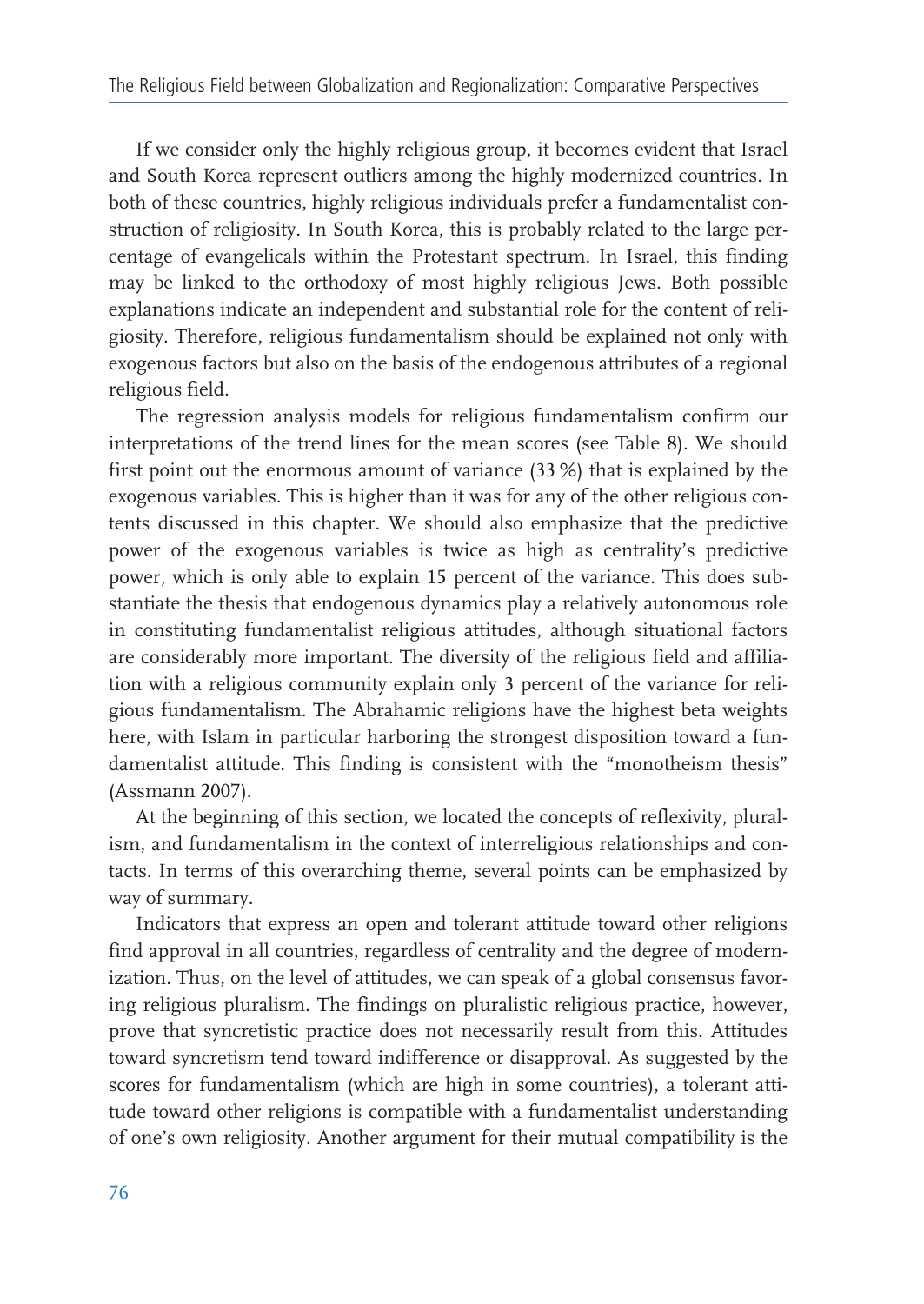If we consider only the highly religious group, it becomes evident that Israel and South Korea represent outliers among the highly modernized countries. In both of these countries, highly religious individuals prefer a fundamentalist construction of religiosity. In South Korea, this is probably related to the large percentage of evangelicals within the Protestant spectrum. In Israel, this finding may be linked to the orthodoxy of most highly religious Jews. Both possible explanations indicate an independent and substantial role for the content of religiosity. Therefore, religious fundamentalism should be explained not only with exogenous factors but also on the basis of the endogenous attributes of a regional religious field.

The regression analysis models for religious fundamentalism confirm our interpretations of the trend lines for the mean scores (see Table 8). We should first point out the enormous amount of variance (33 %) that is explained by the exogenous variables. This is higher than it was for any of the other religious contents discussed in this chapter. We should also emphasize that the predictive power of the exogenous variables is twice as high as centrality's predictive power, which is only able to explain 15 percent of the variance. This does substantiate the thesis that endogenous dynamics play a relatively autonomous role in constituting fundamentalist religious attitudes, although situational factors are considerably more important. The diversity of the religious field and affiliation with a religious community explain only 3 percent of the variance for religious fundamentalism. The Abrahamic religions have the highest beta weights here, with Islam in particular harboring the strongest disposition toward a fundamentalist attitude. This finding is consistent with the "monotheism thesis" (Assmann 2007).

At the beginning of this section, we located the concepts of reflexivity, pluralism, and fundamentalism in the context of interreligious relationships and contacts. In terms of this overarching theme, several points can be emphasized by way of summary.

Indicators that express an open and tolerant attitude toward other religions find approval in all countries, regardless of centrality and the degree of modernization. Thus, on the level of attitudes, we can speak of a global consensus favoring religious pluralism. The findings on pluralistic religious practice, however, prove that syncretistic practice does not necessarily result from this. Attitudes toward syncretism tend toward indifference or disapproval. As suggested by the scores for fundamentalism (which are high in some countries), a tolerant attitude toward other religions is compatible with a fundamentalist understanding of one's own religiosity. Another argument for their mutual compatibility is the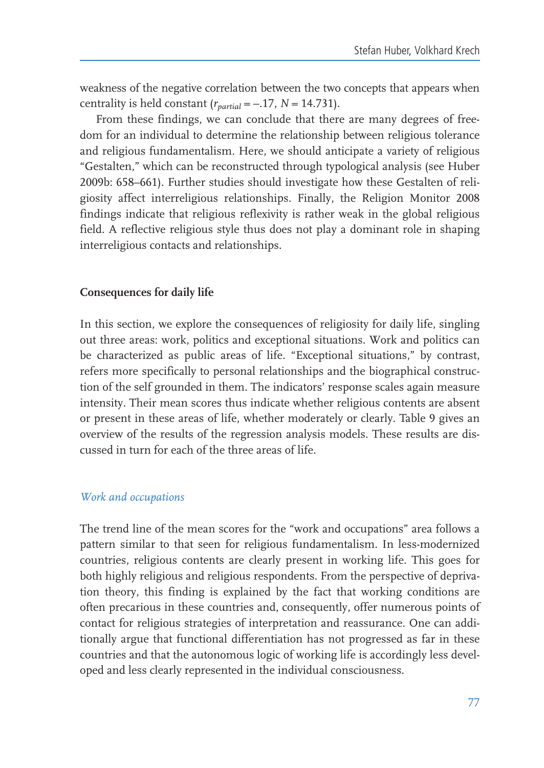weakness of the negative correlation between the two concepts that appears when centrality is held constant ($r_{partial} = -.17$, $N = 14.731$).

From these findings, we can conclude that there are many degrees of freedom for an individual to determine the relationship between religious tolerance and religious fundamentalism. Here, we should anticipate a variety of religious "Gestalten," which can be reconstructed through typological analysis (see Huber 2009b: 658–661). Further studies should investigate how these Gestalten of religiosity affect interreligious relationships. Finally, the Religion Monitor 2008 findings indicate that religious reflexivity is rather weak in the global religious field. A reflective religious style thus does not play a dominant role in shaping interreligious contacts and relationships.

## Consequences for daily life

In this section, we explore the consequences of religiosity for daily life, singling out three areas: work, politics and exceptional situations. Work and politics can be characterized as public areas of life. "Exceptional situations," by contrast, refers more specifically to personal relationships and the biographical construction of the self grounded in them. The indicators' response scales again measure intensity. Their mean scores thus indicate whether religious contents are absent or present in these areas of life, whether moderately or clearly. Table 9 gives an overview of the results of the regression analysis models. These results are discussed in turn for each of the three areas of life.

### *Work and occupations*

The trend line of the mean scores for the "work and occupations" area follows a pattern similar to that seen for religious fundamentalism. In less-modernized countries, religious contents are clearly present in working life. This goes for both highly religious and religious respondents. From the perspective of deprivation theory, this finding is explained by the fact that working conditions are often precarious in these countries and, consequently, offer numerous points of contact for religious strategies of interpretation and reassurance. One can additionally argue that functional differentiation has not progressed as far in these countries and that the autonomous logic of working life is accordingly less developed and less clearly represented in the individual consciousness.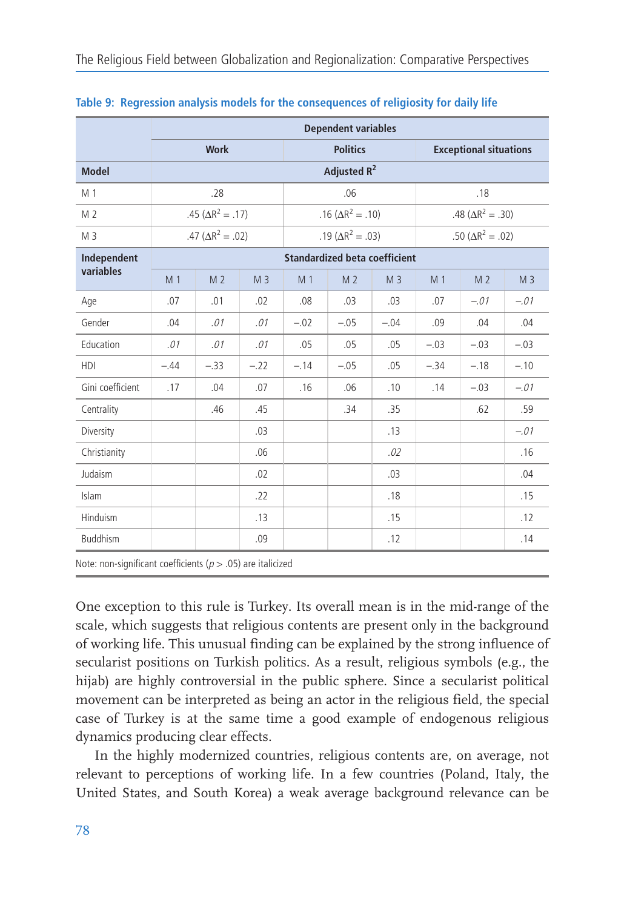**Table 9: Regression analysis models for the consequences of religiosity for daily life**

| | Dependent variables | | | | | | | | |
|---|---|---|---|---|---|---|---|---|---|
| | Work | | | Politics | | | Exceptional situations | | |
| **Model** | Adjusted $R^2$ | | | | | | | | |
| M 1 | .28 | | | .06 | | | .18 | | |
| M 2 | .45 ($\Delta R^2$ = .17) | | | .16 ($\Delta R^2$ = .10) | | | .48 ($\Delta R^2$ = .30) | | |
| M 3 | .47 ($\Delta R^2$ = .02) | | | .19 ($\Delta R^2$ = .03) | | | .50 ($\Delta R^2$ = .02) | | |
| **Independent variables** | Standardized beta coefficient | | | | | | | | |
| | M 1 | M 2 | M 3 | M 1 | M 2 | M 3 | M 1 | M 2 | M 3 |
| Age | .07 | .01 | .02 | .08 | .03 | .03 | .07 | *–.01* | *–.01* |
| Gender | .04 | *.01* | *.01* | –.02 | –.05 | –.04 | .09 | .04 | .04 |
| Education | *.01* | *.01* | *.01* | .05 | .05 | .05 | –.03 | –.03 | –.03 |
| HDI | –.44 | –.33 | –.22 | –.14 | –.05 | .05 | –.34 | –.18 | –.10 |
| Gini coefficient | .17 | .04 | .07 | .16 | .06 | .10 | .14 | –.03 | *–.01* |
| Centrality | | .46 | .45 | | .34 | .35 | | .62 | .59 |
| Diversity | | | .03 | | | .13 | | | *–.01* |
| Christianity | | | .06 | | | *.02* | | | .16 |
| Judaism | | | .02 | | | .03 | | | .04 |
| Islam | | | .22 | | | .18 | | | .15 |
| Hinduism | | | .13 | | | .15 | | | .12 |
| Buddhism | | | .09 | | | .12 | | | .14 |

Note: non-significant coefficients ($p > .05$) are italicized

One exception to this rule is Turkey. Its overall mean is in the mid-range of the scale, which suggests that religious contents are present only in the background of working life. This unusual finding can be explained by the strong influence of secularist positions on Turkish politics. As a result, religious symbols (e.g., the hijab) are highly controversial in the public sphere. Since a secularist political movement can be interpreted as being an actor in the religious field, the special case of Turkey is at the same time a good example of endogenous religious dynamics producing clear effects.

In the highly modernized countries, religious contents are, on average, not relevant to perceptions of working life. In a few countries (Poland, Italy, the United States, and South Korea) a weak average background relevance can be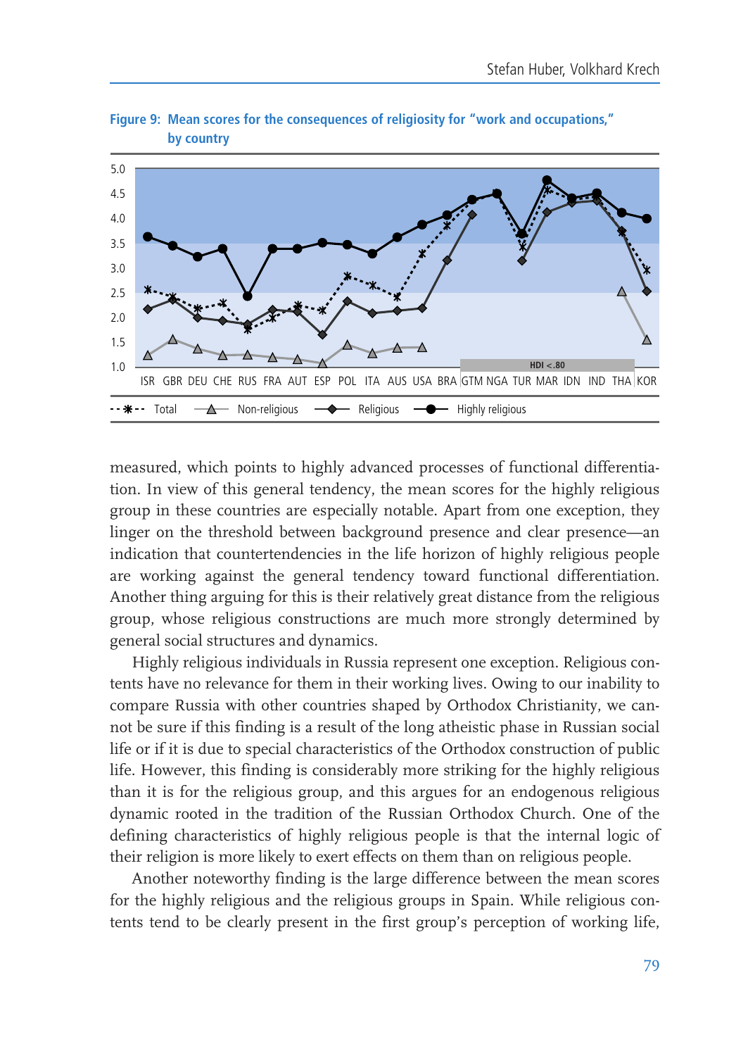**Figure 9: Mean scores for the consequences of religiosity for "work and occupations," by country**

measured, which points to highly advanced processes of functional differentiation. In view of this general tendency, the mean scores for the highly religious group in these countries are especially notable. Apart from one exception, they linger on the threshold between background presence and clear presence—an indication that countertendencies in the life horizon of highly religious people are working against the general tendency toward functional differentiation. Another thing arguing for this is their relatively great distance from the religious group, whose religious constructions are much more strongly determined by general social structures and dynamics.

Highly religious individuals in Russia represent one exception. Religious contents have no relevance for them in their working lives. Owing to our inability to compare Russia with other countries shaped by Orthodox Christianity, we cannot be sure if this finding is a result of the long atheistic phase in Russian social life or if it is due to special characteristics of the Orthodox construction of public life. However, this finding is considerably more striking for the highly religious than it is for the religious group, and this argues for an endogenous religious dynamic rooted in the tradition of the Russian Orthodox Church. One of the defining characteristics of highly religious people is that the internal logic of their religion is more likely to exert effects on them than on religious people.

Another noteworthy finding is the large difference between the mean scores for the highly religious and the religious groups in Spain. While religious contents tend to be clearly present in the first group's perception of working life,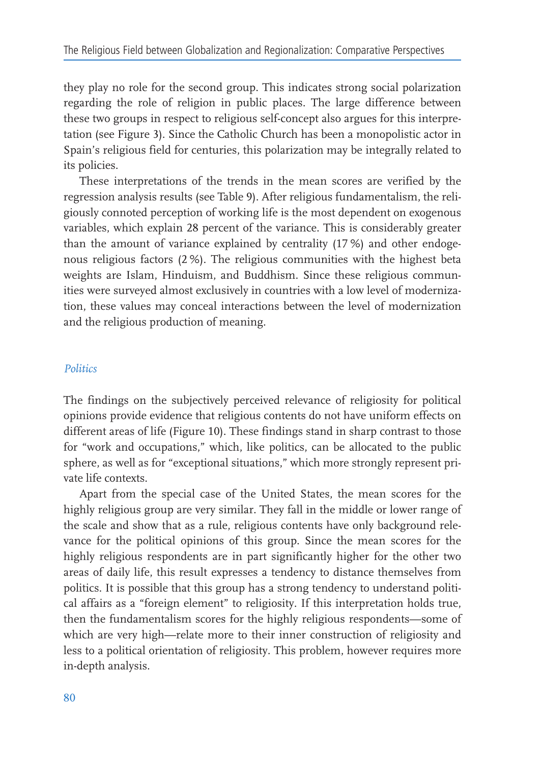they play no role for the second group. This indicates strong social polarization regarding the role of religion in public places. The large difference between these two groups in respect to religious self-concept also argues for this interpretation (see Figure 3). Since the Catholic Church has been a monopolistic actor in Spain's religious field for centuries, this polarization may be integrally related to its policies.

These interpretations of the trends in the mean scores are verified by the regression analysis results (see Table 9). After religious fundamentalism, the religiously connoted perception of working life is the most dependent on exogenous variables, which explain 28 percent of the variance. This is considerably greater than the amount of variance explained by centrality (17 %) and other endogenous religious factors (2 %). The religious communities with the highest beta weights are Islam, Hinduism, and Buddhism. Since these religious communities were surveyed almost exclusively in countries with a low level of modernization, these values may conceal interactions between the level of modernization and the religious production of meaning.

### *Politics*

The findings on the subjectively perceived relevance of religiosity for political opinions provide evidence that religious contents do not have uniform effects on different areas of life (Figure 10). These findings stand in sharp contrast to those for "work and occupations," which, like politics, can be allocated to the public sphere, as well as for "exceptional situations," which more strongly represent private life contexts.

Apart from the special case of the United States, the mean scores for the highly religious group are very similar. They fall in the middle or lower range of the scale and show that as a rule, religious contents have only background relevance for the political opinions of this group. Since the mean scores for the highly religious respondents are in part significantly higher for the other two areas of daily life, this result expresses a tendency to distance themselves from politics. It is possible that this group has a strong tendency to understand political affairs as a "foreign element" to religiosity. If this interpretation holds true, then the fundamentalism scores for the highly religious respondents—some of which are very high—relate more to their inner construction of religiosity and less to a political orientation of religiosity. This problem, however requires more in-depth analysis.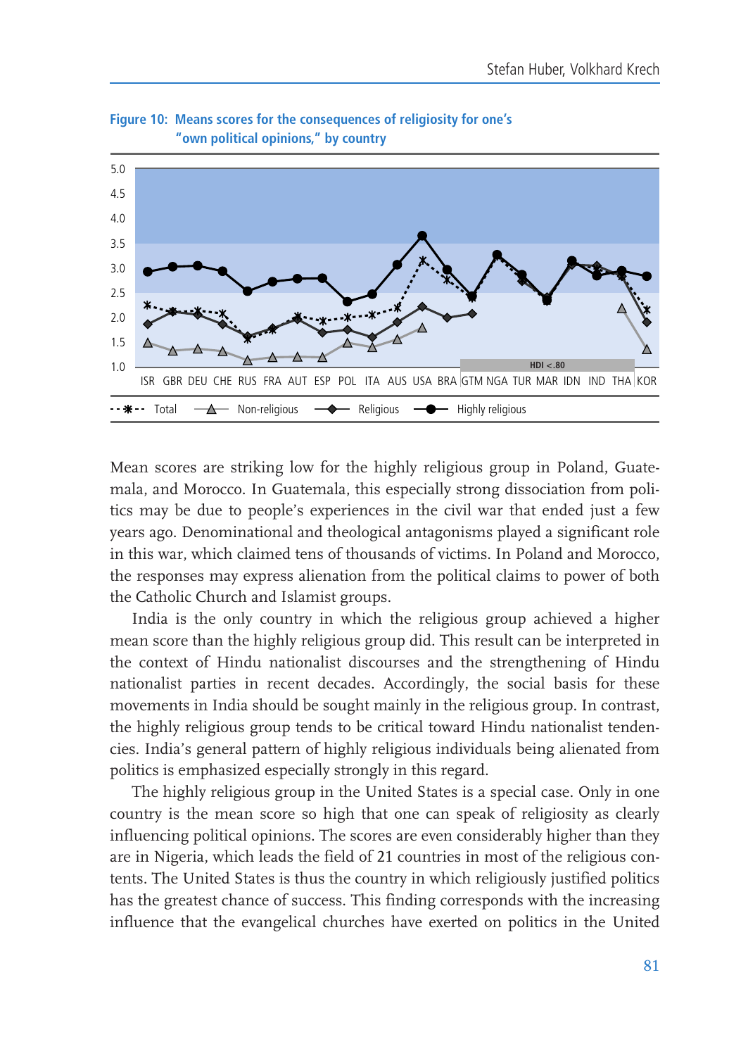**Figure 10: Means scores for the consequences of religiosity for one's "own political opinions," by country**

Mean scores are striking low for the highly religious group in Poland, Guatemala, and Morocco. In Guatemala, this especially strong dissociation from politics may be due to people's experiences in the civil war that ended just a few years ago. Denominational and theological antagonisms played a significant role in this war, which claimed tens of thousands of victims. In Poland and Morocco, the responses may express alienation from the political claims to power of both the Catholic Church and Islamist groups.

India is the only country in which the religious group achieved a higher mean score than the highly religious group did. This result can be interpreted in the context of Hindu nationalist discourses and the strengthening of Hindu nationalist parties in recent decades. Accordingly, the social basis for these movements in India should be sought mainly in the religious group. In contrast, the highly religious group tends to be critical toward Hindu nationalist tendencies. India's general pattern of highly religious individuals being alienated from politics is emphasized especially strongly in this regard.

The highly religious group in the United States is a special case. Only in one country is the mean score so high that one can speak of religiosity as clearly influencing political opinions. The scores are even considerably higher than they are in Nigeria, which leads the field of 21 countries in most of the religious contents. The United States is thus the country in which religiously justified politics has the greatest chance of success. This finding corresponds with the increasing influence that the evangelical churches have exerted on politics in the United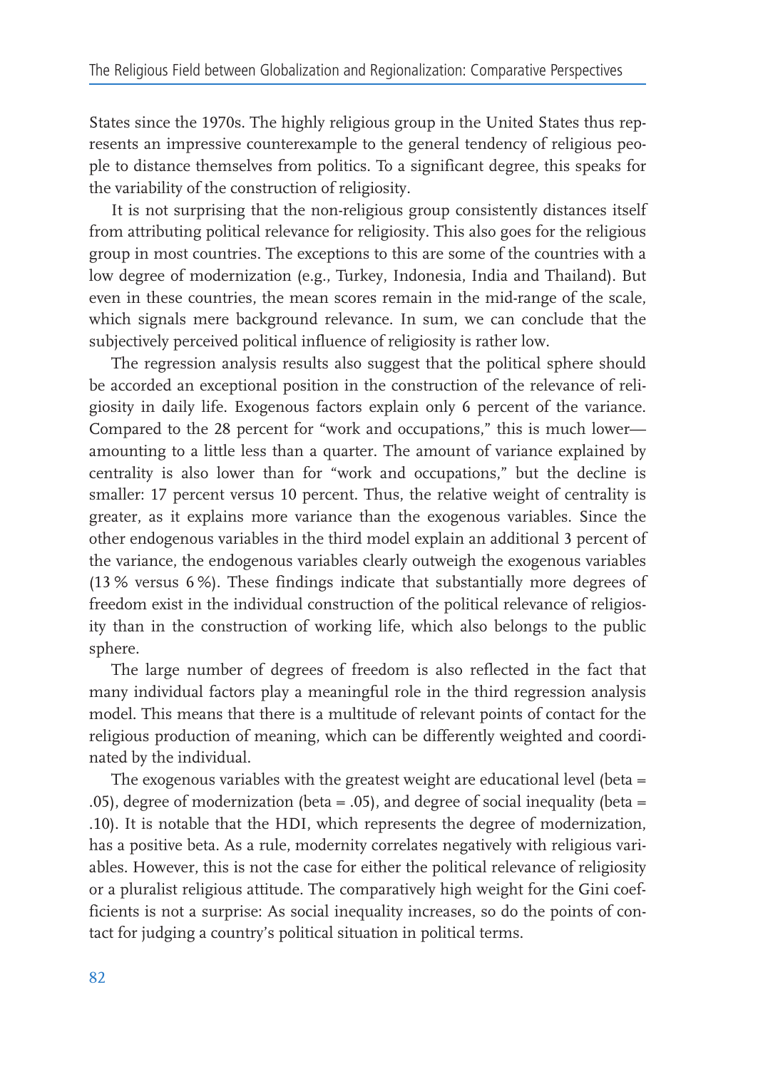States since the 1970s. The highly religious group in the United States thus represents an impressive counterexample to the general tendency of religious people to distance themselves from politics. To a significant degree, this speaks for the variability of the construction of religiosity.

It is not surprising that the non-religious group consistently distances itself from attributing political relevance for religiosity. This also goes for the religious group in most countries. The exceptions to this are some of the countries with a low degree of modernization (e.g., Turkey, Indonesia, India and Thailand). But even in these countries, the mean scores remain in the mid-range of the scale, which signals mere background relevance. In sum, we can conclude that the subjectively perceived political influence of religiosity is rather low.

The regression analysis results also suggest that the political sphere should be accorded an exceptional position in the construction of the relevance of religiosity in daily life. Exogenous factors explain only 6 percent of the variance. Compared to the 28 percent for "work and occupations," this is much lower—amounting to a little less than a quarter. The amount of variance explained by centrality is also lower than for "work and occupations," but the decline is smaller: 17 percent versus 10 percent. Thus, the relative weight of centrality is greater, as it explains more variance than the exogenous variables. Since the other endogenous variables in the third model explain an additional 3 percent of the variance, the endogenous variables clearly outweigh the exogenous variables (13 % versus 6 %). These findings indicate that substantially more degrees of freedom exist in the individual construction of the political relevance of religiosity than in the construction of working life, which also belongs to the public sphere.

The large number of degrees of freedom is also reflected in the fact that many individual factors play a meaningful role in the third regression analysis model. This means that there is a multitude of relevant points of contact for the religious production of meaning, which can be differently weighted and coordinated by the individual.

The exogenous variables with the greatest weight are educational level (beta = .05), degree of modernization (beta = .05), and degree of social inequality (beta = .10). It is notable that the HDI, which represents the degree of modernization, has a positive beta. As a rule, modernity correlates negatively with religious variables. However, this is not the case for either the political relevance of religiosity or a pluralist religious attitude. The comparatively high weight for the Gini coefficients is not a surprise: As social inequality increases, so do the points of contact for judging a country's political situation in political terms.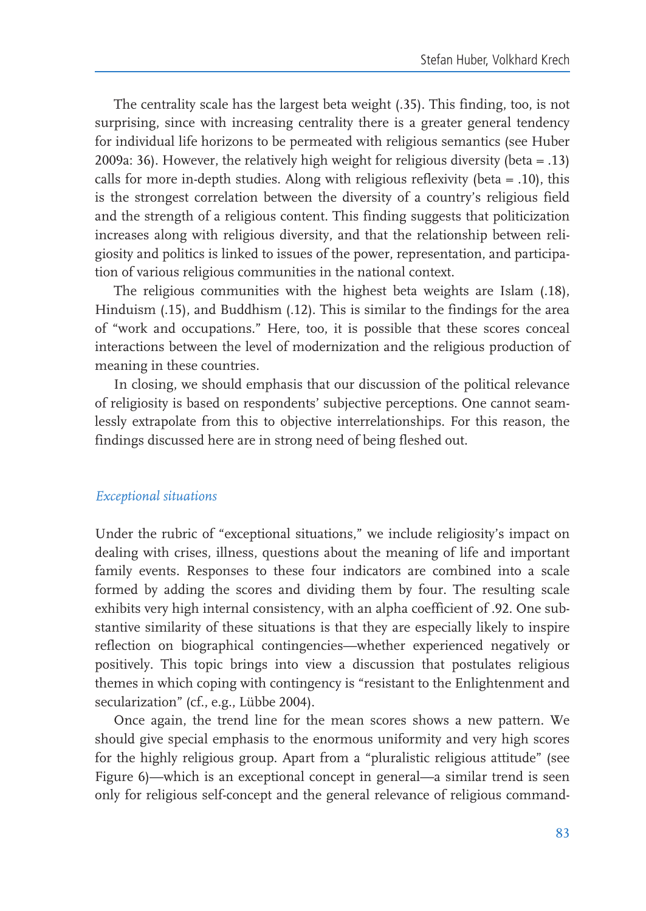The centrality scale has the largest beta weight (.35). This finding, too, is not surprising, since with increasing centrality there is a greater general tendency for individual life horizons to be permeated with religious semantics (see Huber 2009a: 36). However, the relatively high weight for religious diversity (beta = .13) calls for more in-depth studies. Along with religious reflexivity (beta = .10), this is the strongest correlation between the diversity of a country's religious field and the strength of a religious content. This finding suggests that politicization increases along with religious diversity, and that the relationship between religiosity and politics is linked to issues of the power, representation, and participation of various religious communities in the national context.

The religious communities with the highest beta weights are Islam (.18), Hinduism (.15), and Buddhism (.12). This is similar to the findings for the area of "work and occupations." Here, too, it is possible that these scores conceal interactions between the level of modernization and the religious production of meaning in these countries.

In closing, we should emphasis that our discussion of the political relevance of religiosity is based on respondents' subjective perceptions. One cannot seamlessly extrapolate from this to objective interrelationships. For this reason, the findings discussed here are in strong need of being fleshed out.

### *Exceptional situations*

Under the rubric of "exceptional situations," we include religiosity's impact on dealing with crises, illness, questions about the meaning of life and important family events. Responses to these four indicators are combined into a scale formed by adding the scores and dividing them by four. The resulting scale exhibits very high internal consistency, with an alpha coefficient of .92. One substantive similarity of these situations is that they are especially likely to inspire reflection on biographical contingencies—whether experienced negatively or positively. This topic brings into view a discussion that postulates religious themes in which coping with contingency is "resistant to the Enlightenment and secularization" (cf., e.g., Lübbe 2004).

Once again, the trend line for the mean scores shows a new pattern. We should give special emphasis to the enormous uniformity and very high scores for the highly religious group. Apart from a "pluralistic religious attitude" (see Figure 6)—which is an exceptional concept in general—a similar trend is seen only for religious self-concept and the general relevance of religious command-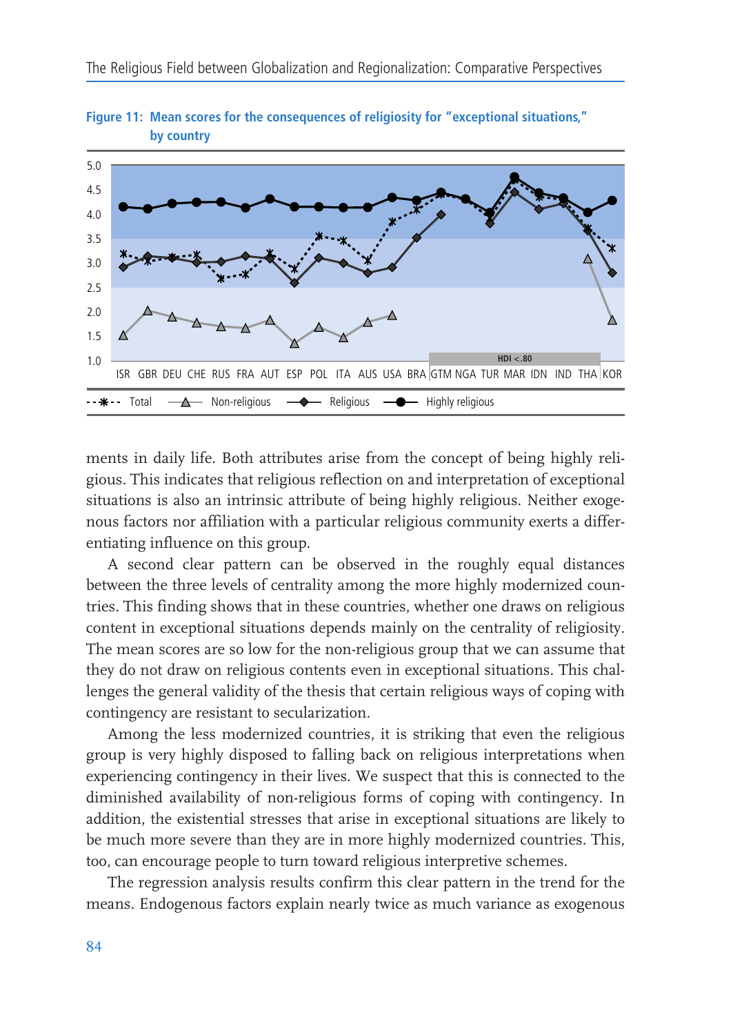**Figure 11: Mean scores for the consequences of religiosity for "exceptional situations," by country**

ments in daily life. Both attributes arise from the concept of being highly religious. This indicates that religious reflection on and interpretation of exceptional situations is also an intrinsic attribute of being highly religious. Neither exogenous factors nor affiliation with a particular religious community exerts a differentiating influence on this group.

A second clear pattern can be observed in the roughly equal distances between the three levels of centrality among the more highly modernized countries. This finding shows that in these countries, whether one draws on religious content in exceptional situations depends mainly on the centrality of religiosity. The mean scores are so low for the non-religious group that we can assume that they do not draw on religious contents even in exceptional situations. This challenges the general validity of the thesis that certain religious ways of coping with contingency are resistant to secularization.

Among the less modernized countries, it is striking that even the religious group is very highly disposed to falling back on religious interpretations when experiencing contingency in their lives. We suspect that this is connected to the diminished availability of non-religious forms of coping with contingency. In addition, the existential stresses that arise in exceptional situations are likely to be much more severe than they are in more highly modernized countries. This, too, can encourage people to turn toward religious interpretive schemes.

The regression analysis results confirm this clear pattern in the trend for the means. Endogenous factors explain nearly twice as much variance as exogenous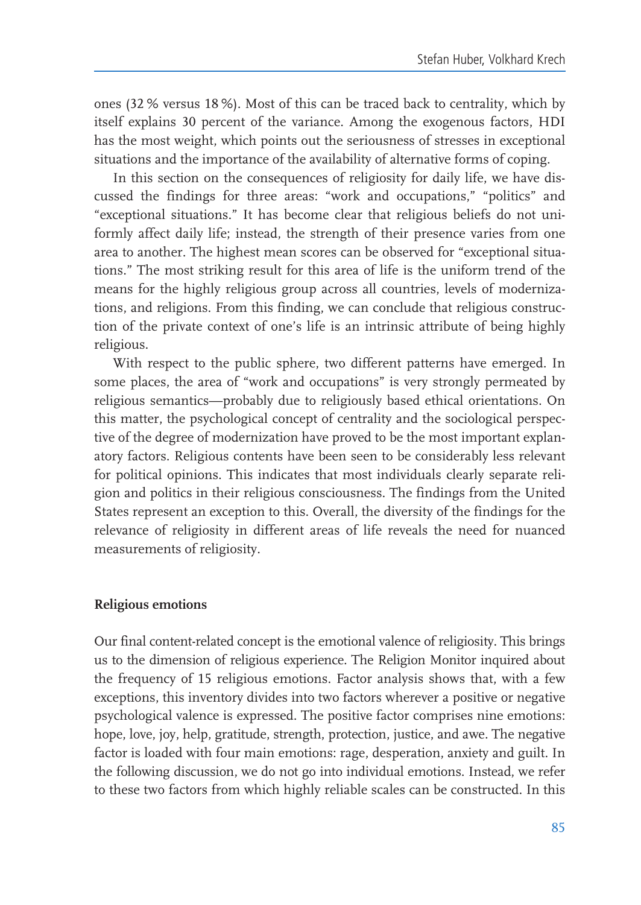ones (32 % versus 18 %). Most of this can be traced back to centrality, which by itself explains 30 percent of the variance. Among the exogenous factors, HDI has the most weight, which points out the seriousness of stresses in exceptional situations and the importance of the availability of alternative forms of coping.

In this section on the consequences of religiosity for daily life, we have discussed the findings for three areas: "work and occupations," "politics" and "exceptional situations." It has become clear that religious beliefs do not uniformly affect daily life; instead, the strength of their presence varies from one area to another. The highest mean scores can be observed for "exceptional situations." The most striking result for this area of life is the uniform trend of the means for the highly religious group across all countries, levels of modernizations, and religions. From this finding, we can conclude that religious construction of the private context of one's life is an intrinsic attribute of being highly religious.

With respect to the public sphere, two different patterns have emerged. In some places, the area of "work and occupations" is very strongly permeated by religious semantics—probably due to religiously based ethical orientations. On this matter, the psychological concept of centrality and the sociological perspective of the degree of modernization have proved to be the most important explanatory factors. Religious contents have been seen to be considerably less relevant for political opinions. This indicates that most individuals clearly separate religion and politics in their religious consciousness. The findings from the United States represent an exception to this. Overall, the diversity of the findings for the relevance of religiosity in different areas of life reveals the need for nuanced measurements of religiosity.

### Religious emotions

Our final content-related concept is the emotional valence of religiosity. This brings us to the dimension of religious experience. The Religion Monitor inquired about the frequency of 15 religious emotions. Factor analysis shows that, with a few exceptions, this inventory divides into two factors wherever a positive or negative psychological valence is expressed. The positive factor comprises nine emotions: hope, love, joy, help, gratitude, strength, protection, justice, and awe. The negative factor is loaded with four main emotions: rage, desperation, anxiety and guilt. In the following discussion, we do not go into individual emotions. Instead, we refer to these two factors from which highly reliable scales can be constructed. In this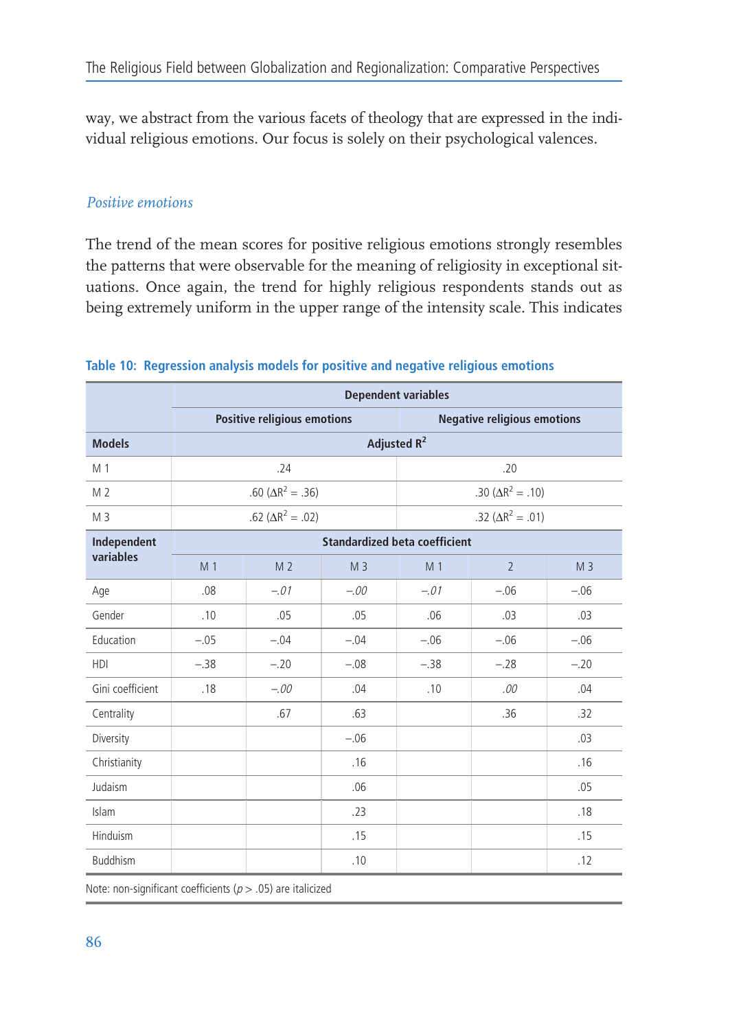way, we abstract from the various facets of theology that are expressed in the individual religious emotions. Our focus is solely on their psychological valences.

### *Positive emotions*

The trend of the mean scores for positive religious emotions strongly resembles the patterns that were observable for the meaning of religiosity in exceptional situations. Once again, the trend for highly religious respondents stands out as being extremely uniform in the upper range of the intensity scale. This indicates

**Table 10: Regression analysis models for positive and negative religious emotions**

| | Dependent variables | | | | | |
|---|---|---|---|---|---|---|
| | Positive religious emotions | | | Negative religious emotions | | |
| **Models** | Adjusted $R^2$ | | | | | |
| M 1 | .24 | | | .20 | | |
| M 2 | .60 ($\Delta R^2$ = .36) | | | .30 ($\Delta R^2$ = .10) | | |
| M 3 | .62 ($\Delta R^2$ = .02) | | | .32 ($\Delta R^2$ = .01) | | |
| **Independent variables** | Standardized beta coefficient | | | | | |
| | M 1 | M 2 | M 3 | M 1 | 2 | M 3 |
| Age | .08 | *–.01* | *–.00* | *–.01* | –.06 | –.06 |
| Gender | .10 | .05 | .05 | .06 | .03 | .03 |
| Education | –.05 | –.04 | –.04 | –.06 | –.06 | –.06 |
| HDI | –.38 | –.20 | –.08 | –.38 | –.28 | –.20 |
| Gini coefficient | .18 | *–.00* | .04 | .10 | *.00* | .04 |
| Centrality | | .67 | .63 | | .36 | .32 |
| Diversity | | | –.06 | | | .03 |
| Christianity | | | .16 | | | .16 |
| Judaism | | | .06 | | | .05 |
| Islam | | | .23 | | | .18 |
| Hinduism | | | .15 | | | .15 |
| Buddhism | | | .10 | | | .12 |

Note: non-significant coefficients ($p > .05$) are italicized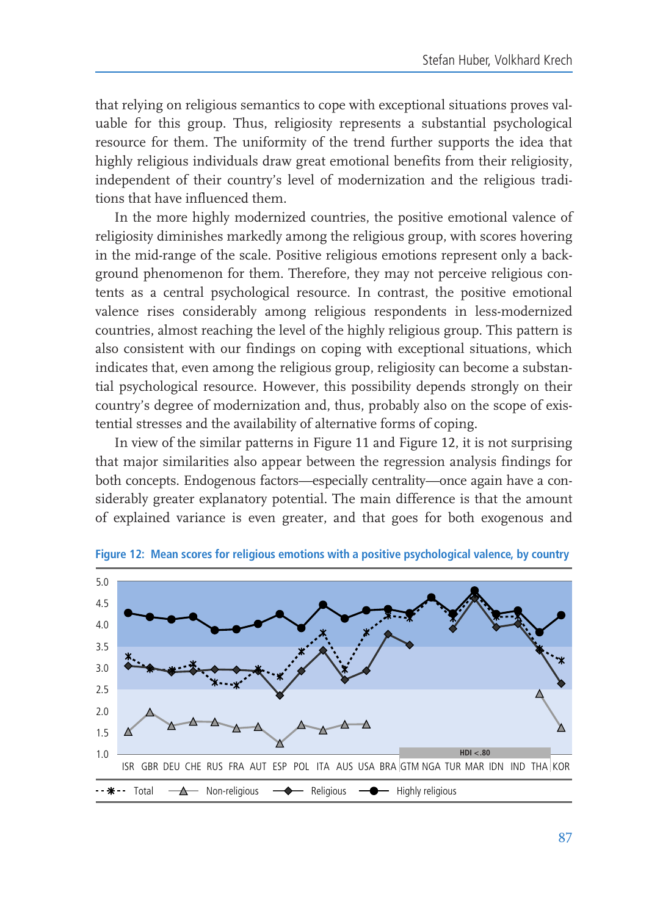that relying on religious semantics to cope with exceptional situations proves valuable for this group. Thus, religiosity represents a substantial psychological resource for them. The uniformity of the trend further supports the idea that highly religious individuals draw great emotional benefits from their religiosity, independent of their country's level of modernization and the religious traditions that have influenced them.

In the more highly modernized countries, the positive emotional valence of religiosity diminishes markedly among the religious group, with scores hovering in the mid-range of the scale. Positive religious emotions represent only a background phenomenon for them. Therefore, they may not perceive religious contents as a central psychological resource. In contrast, the positive emotional valence rises considerably among religious respondents in less-modernized countries, almost reaching the level of the highly religious group. This pattern is also consistent with our findings on coping with exceptional situations, which indicates that, even among the religious group, religiosity can become a substantial psychological resource. However, this possibility depends strongly on their country's degree of modernization and, thus, probably also on the scope of existential stresses and the availability of alternative forms of coping.

In view of the similar patterns in Figure 11 and Figure 12, it is not surprising that major similarities also appear between the regression analysis findings for both concepts. Endogenous factors—especially centrality—once again have a considerably greater explanatory potential. The main difference is that the amount of explained variance is even greater, and that goes for both exogenous and

**Figure 12: Mean scores for religious emotions with a positive psychological valence, by country**

(Chart: y-axis 1.0–5.0; countries: ISR, GBR, DEU, CHE, RUS, FRA, AUT, ESP, POL, ITA, AUS, USA, BRA, GTM, NGA, TUR, MAR, IDN, IND, THA, KOR; HDI < .80 marked for GTM–THA. Legend: Total, Non-religious, Religious, Highly religious)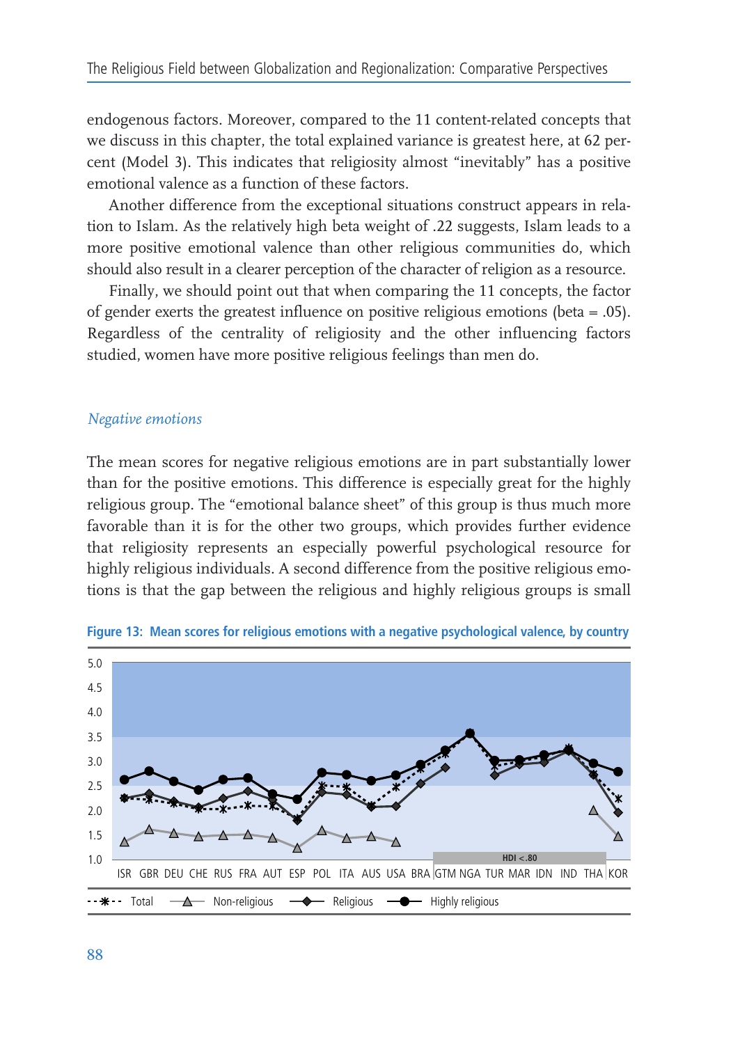endogenous factors. Moreover, compared to the 11 content-related concepts that we discuss in this chapter, the total explained variance is greatest here, at 62 percent (Model 3). This indicates that religiosity almost "inevitably" has a positive emotional valence as a function of these factors.

Another difference from the exceptional situations construct appears in relation to Islam. As the relatively high beta weight of .22 suggests, Islam leads to a more positive emotional valence than other religious communities do, which should also result in a clearer perception of the character of religion as a resource.

Finally, we should point out that when comparing the 11 concepts, the factor of gender exerts the greatest influence on positive religious emotions (beta = .05). Regardless of the centrality of religiosity and the other influencing factors studied, women have more positive religious feelings than men do.

### *Negative emotions*

The mean scores for negative religious emotions are in part substantially lower than for the positive emotions. This difference is especially great for the highly religious group. The "emotional balance sheet" of this group is thus much more favorable than it is for the other two groups, which provides further evidence that religiosity represents an especially powerful psychological resource for highly religious individuals. A second difference from the positive religious emotions is that the gap between the religious and highly religious groups is small

**Figure 13: Mean scores for religious emotions with a negative psychological valence, by country**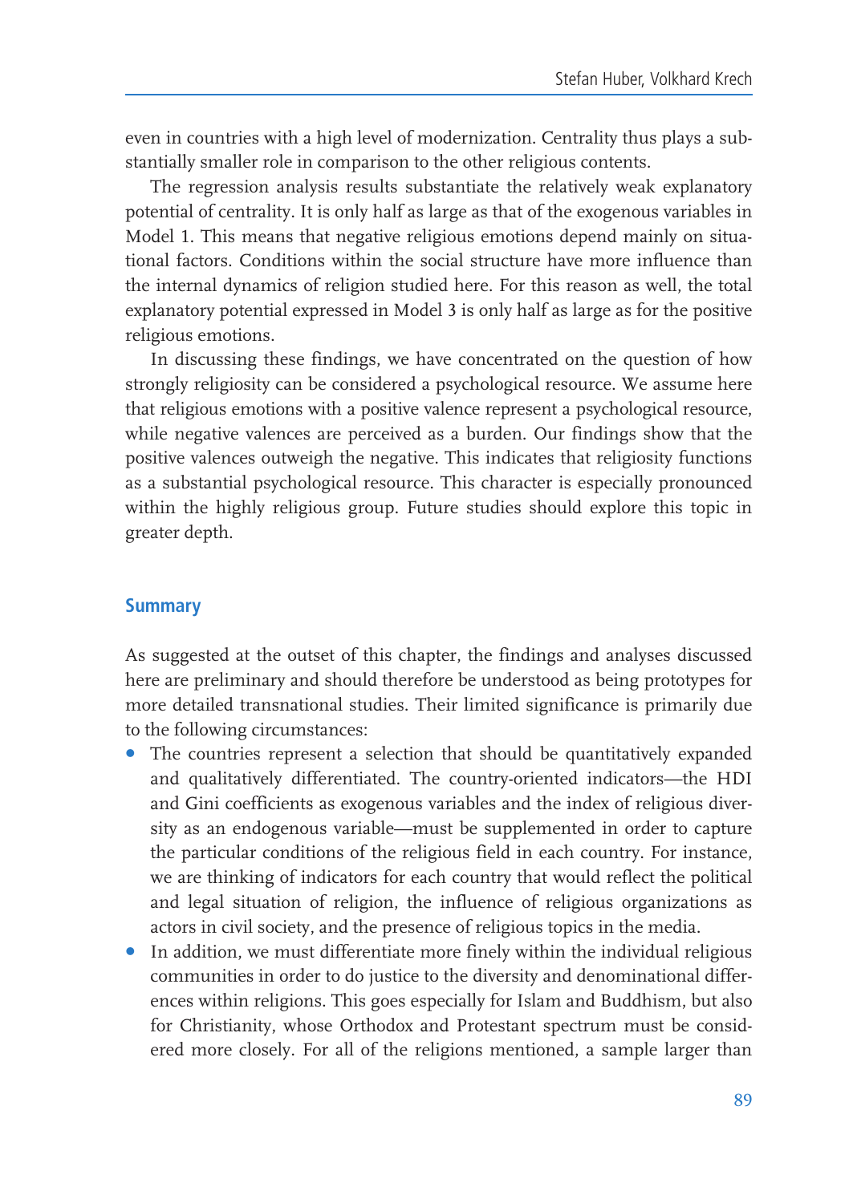even in countries with a high level of modernization. Centrality thus plays a substantially smaller role in comparison to the other religious contents.

The regression analysis results substantiate the relatively weak explanatory potential of centrality. It is only half as large as that of the exogenous variables in Model 1. This means that negative religious emotions depend mainly on situational factors. Conditions within the social structure have more influence than the internal dynamics of religion studied here. For this reason as well, the total explanatory potential expressed in Model 3 is only half as large as for the positive religious emotions.

In discussing these findings, we have concentrated on the question of how strongly religiosity can be considered a psychological resource. We assume here that religious emotions with a positive valence represent a psychological resource, while negative valences are perceived as a burden. Our findings show that the positive valences outweigh the negative. This indicates that religiosity functions as a substantial psychological resource. This character is especially pronounced within the highly religious group. Future studies should explore this topic in greater depth.

## Summary

As suggested at the outset of this chapter, the findings and analyses discussed here are preliminary and should therefore be understood as being prototypes for more detailed transnational studies. Their limited significance is primarily due to the following circumstances:

- The countries represent a selection that should be quantitatively expanded and qualitatively differentiated. The country-oriented indicators—the HDI and Gini coefficients as exogenous variables and the index of religious diversity as an endogenous variable—must be supplemented in order to capture the particular conditions of the religious field in each country. For instance, we are thinking of indicators for each country that would reflect the political and legal situation of religion, the influence of religious organizations as actors in civil society, and the presence of religious topics in the media.
- In addition, we must differentiate more finely within the individual religious communities in order to do justice to the diversity and denominational differences within religions. This goes especially for Islam and Buddhism, but also for Christianity, whose Orthodox and Protestant spectrum must be considered more closely. For all of the religions mentioned, a sample larger than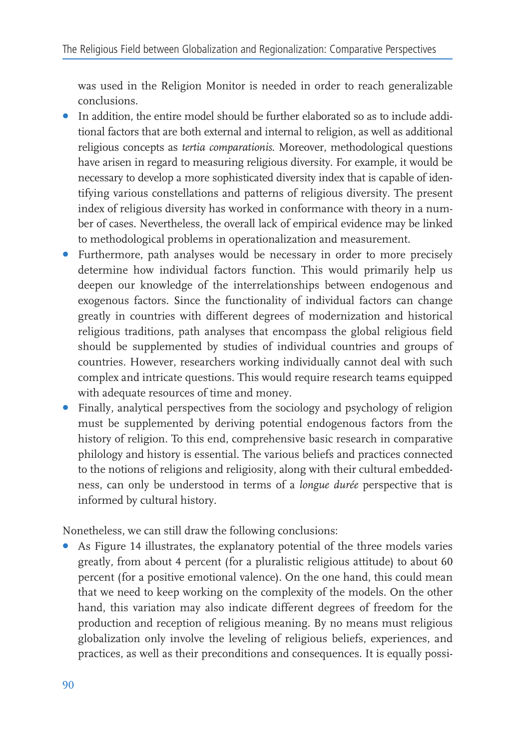was used in the Religion Monitor is needed in order to reach generalizable conclusions.

- In addition, the entire model should be further elaborated so as to include additional factors that are both external and internal to religion, as well as additional religious concepts as *tertia comparationis*. Moreover, methodological questions have arisen in regard to measuring religious diversity. For example, it would be necessary to develop a more sophisticated diversity index that is capable of identifying various constellations and patterns of religious diversity. The present index of religious diversity has worked in conformance with theory in a number of cases. Nevertheless, the overall lack of empirical evidence may be linked to methodological problems in operationalization and measurement.
- Furthermore, path analyses would be necessary in order to more precisely determine how individual factors function. This would primarily help us deepen our knowledge of the interrelationships between endogenous and exogenous factors. Since the functionality of individual factors can change greatly in countries with different degrees of modernization and historical religious traditions, path analyses that encompass the global religious field should be supplemented by studies of individual countries and groups of countries. However, researchers working individually cannot deal with such complex and intricate questions. This would require research teams equipped with adequate resources of time and money.
- Finally, analytical perspectives from the sociology and psychology of religion must be supplemented by deriving potential endogenous factors from the history of religion. To this end, comprehensive basic research in comparative philology and history is essential. The various beliefs and practices connected to the notions of religions and religiosity, along with their cultural embeddedness, can only be understood in terms of a *longue durée* perspective that is informed by cultural history.

Nonetheless, we can still draw the following conclusions:

- As Figure 14 illustrates, the explanatory potential of the three models varies greatly, from about 4 percent (for a pluralistic religious attitude) to about 60 percent (for a positive emotional valence). On the one hand, this could mean that we need to keep working on the complexity of the models. On the other hand, this variation may also indicate different degrees of freedom for the production and reception of religious meaning. By no means must religious globalization only involve the leveling of religious beliefs, experiences, and practices, as well as their preconditions and consequences. It is equally possi-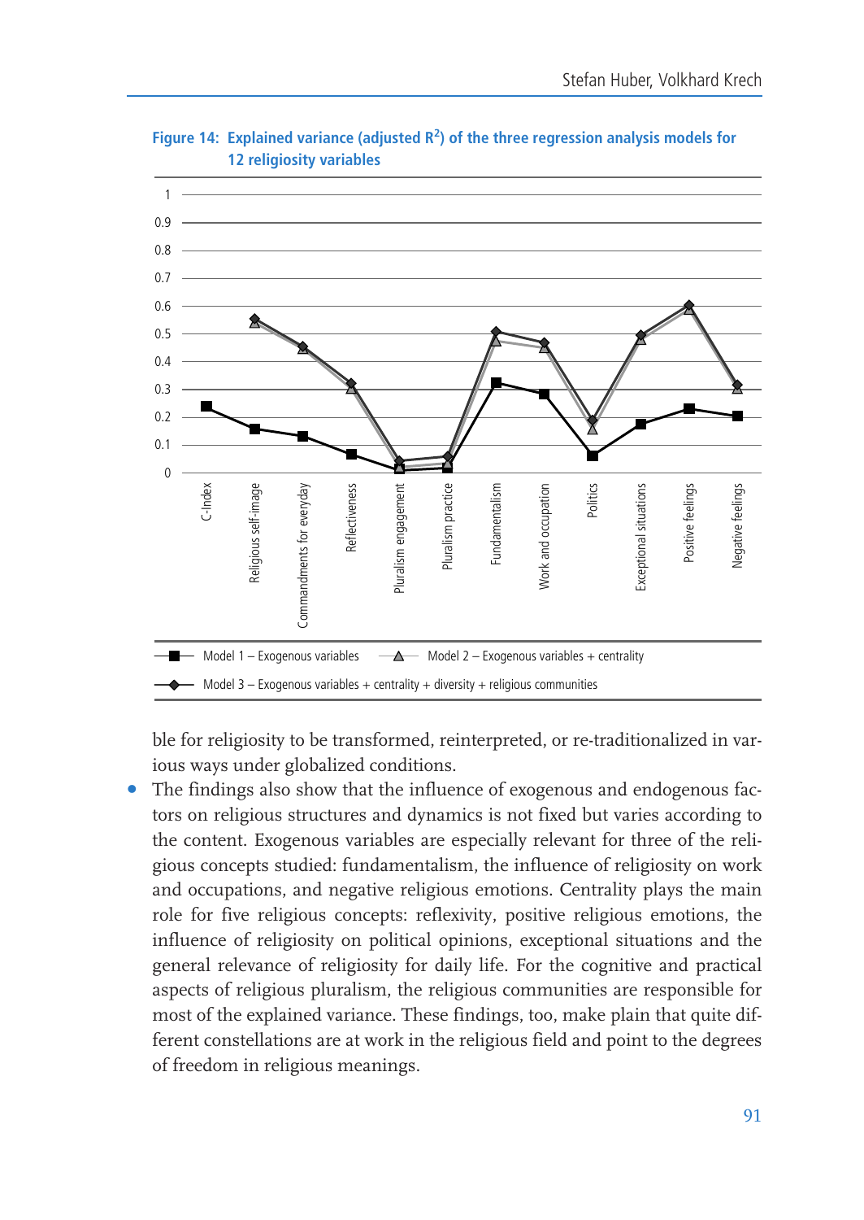**Figure 14: Explained variance (adjusted $R^2$) of the three regression analysis models for 12 religiosity variables**

ble for religiosity to be transformed, reinterpreted, or re-traditionalized in various ways under globalized conditions.

- The findings also show that the influence of exogenous and endogenous factors on religious structures and dynamics is not fixed but varies according to the content. Exogenous variables are especially relevant for three of the religious concepts studied: fundamentalism, the influence of religiosity on work and occupations, and negative religious emotions. Centrality plays the main role for five religious concepts: reflexivity, positive religious emotions, the influence of religiosity on political opinions, exceptional situations and the general relevance of religiosity for daily life. For the cognitive and practical aspects of religious pluralism, the religious communities are responsible for most of the explained variance. These findings, too, make plain that quite different constellations are at work in the religious field and point to the degrees of freedom in religious meanings.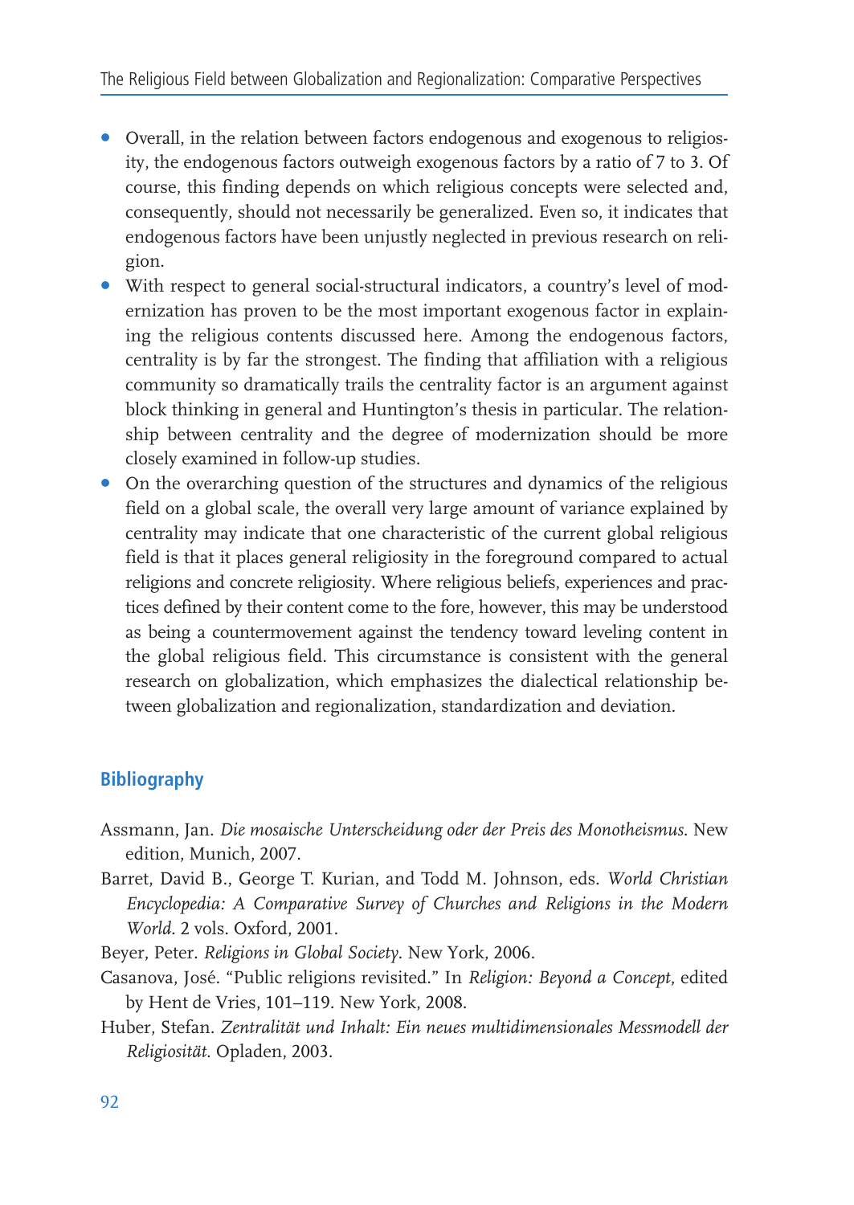- Overall, in the relation between factors endogenous and exogenous to religiosity, the endogenous factors outweigh exogenous factors by a ratio of 7 to 3. Of course, this finding depends on which religious concepts were selected and, consequently, should not necessarily be generalized. Even so, it indicates that endogenous factors have been unjustly neglected in previous research on religion.
- With respect to general social-structural indicators, a country's level of modernization has proven to be the most important exogenous factor in explaining the religious contents discussed here. Among the endogenous factors, centrality is by far the strongest. The finding that affiliation with a religious community so dramatically trails the centrality factor is an argument against block thinking in general and Huntington's thesis in particular. The relationship between centrality and the degree of modernization should be more closely examined in follow-up studies.
- On the overarching question of the structures and dynamics of the religious field on a global scale, the overall very large amount of variance explained by centrality may indicate that one characteristic of the current global religious field is that it places general religiosity in the foreground compared to actual religions and concrete religiosity. Where religious beliefs, experiences and practices defined by their content come to the fore, however, this may be understood as being a countermovement against the tendency toward leveling content in the global religious field. This circumstance is consistent with the general research on globalization, which emphasizes the dialectical relationship between globalization and regionalization, standardization and deviation.

## Bibliography

Assmann, Jan. *Die mosaische Unterscheidung oder der Preis des Monotheismus.* New edition, Munich, 2007.

Barret, David B., George T. Kurian, and Todd M. Johnson, eds. *World Christian Encyclopedia: A Comparative Survey of Churches and Religions in the Modern World.* 2 vols. Oxford, 2001.

Beyer, Peter. *Religions in Global Society*. New York, 2006.

Casanova, José. "Public religions revisited." In *Religion: Beyond a Concept*, edited by Hent de Vries, 101–119. New York, 2008.

Huber, Stefan. *Zentralität und Inhalt: Ein neues multidimensionales Messmodell der Religiosität.* Opladen, 2003.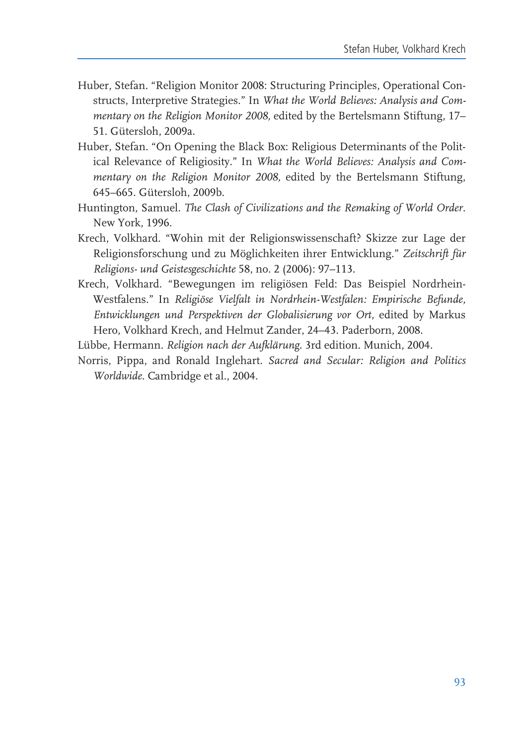Huber, Stefan. “Religion Monitor 2008: Structuring Principles, Operational Constructs, Interpretive Strategies.” In *What the World Believes: Analysis and Commentary on the Religion Monitor 2008,* edited by the Bertelsmann Stiftung, 17–51. Gütersloh, 2009a.

Huber, Stefan. “On Opening the Black Box: Religious Determinants of the Political Relevance of Religiosity.” In *What the World Believes: Analysis and Commentary on the Religion Monitor 2008,* edited by the Bertelsmann Stiftung, 645–665. Gütersloh, 2009b.

Huntington, Samuel. *The Clash of Civilizations and the Remaking of World Order*. New York, 1996.

Krech, Volkhard. “Wohin mit der Religionswissenschaft? Skizze zur Lage der Religionsforschung und zu Möglichkeiten ihrer Entwicklung.” *Zeitschrift für Religions- und Geistesgeschichte* 58, no. 2 (2006): 97–113.

Krech, Volkhard. “Bewegungen im religiösen Feld: Das Beispiel Nordrhein-Westfalens.” In *Religiöse Vielfalt in Nordrhein-Westfalen: Empirische Befunde, Entwicklungen und Perspektiven der Globalisierung vor Ort,* edited by Markus Hero, Volkhard Krech, and Helmut Zander, 24–43. Paderborn, 2008.

Lübbe, Hermann. *Religion nach der Aufklärung*. 3rd edition. Munich, 2004.

Norris, Pippa, and Ronald Inglehart. *Sacred and Secular: Religion and Politics Worldwide*. Cambridge et al., 2004.